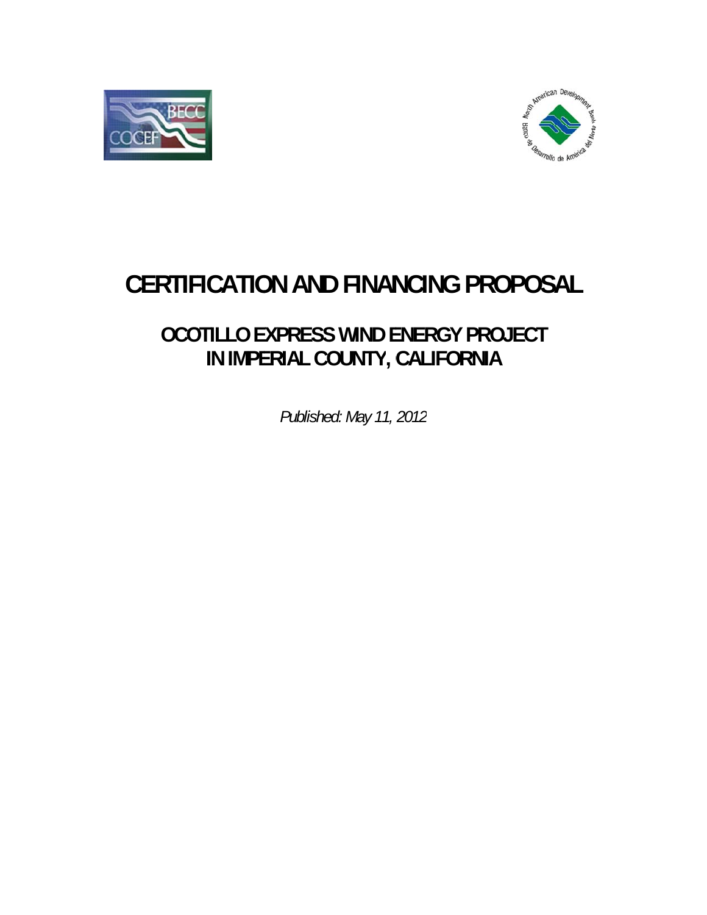# CERTIFICATION AND FINANCING PROPOSAL

## OCOTILLO EXPRESS WIND ENERGY PROJECT IN IMPERIAL COUNTY, CALIFORNIA

*Published: May 11, 2012*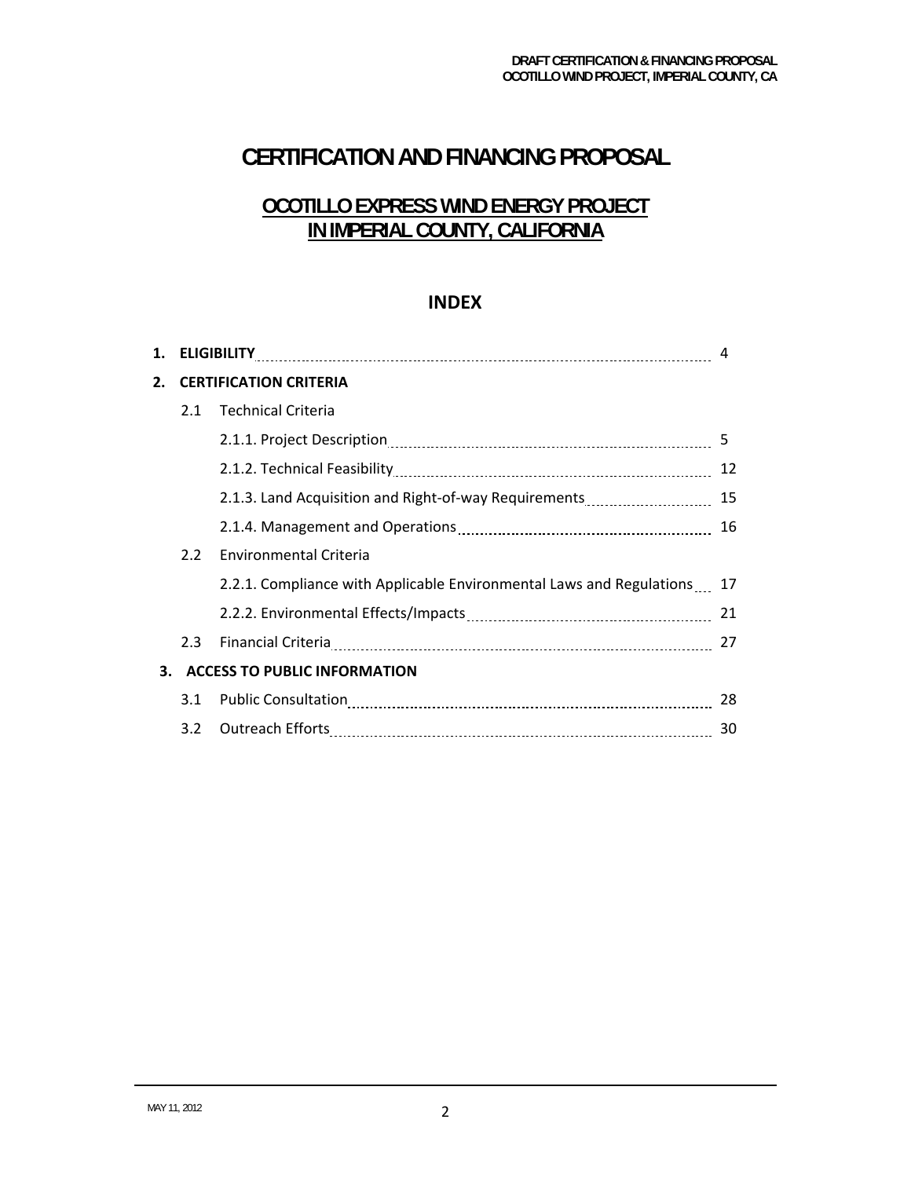# CERTIFICATION AND FINANCING PROPOSAL

## OCOTILLO EXPRESS WIND ENERGY PROJECT IN IMPERIAL COUNTY, CALIFORNIA

### INDEX

| | | | |
|---|---|---|---|
| **1.** | **ELIGIBILITY** | | 4 |
| **2.** | **CERTIFICATION CRITERIA** | | |
| | 2.1 | Technical Criteria | |
| | | 2.1.1. Project Description | 5 |
| | | 2.1.2. Technical Feasibility | 12 |
| | | 2.1.3. Land Acquisition and Right-of-way Requirements | 15 |
| | | 2.1.4. Management and Operations | 16 |
| | 2.2 | Environmental Criteria | |
| | | 2.2.1. Compliance with Applicable Environmental Laws and Regulations | 17 |
| | | 2.2.2. Environmental Effects/Impacts | 21 |
| | 2.3 | Financial Criteria | 27 |
| **3.** | **ACCESS TO PUBLIC INFORMATION** | | |
| | 3.1 | Public Consultation | 28 |
| | 3.2 | Outreach Efforts | 30 |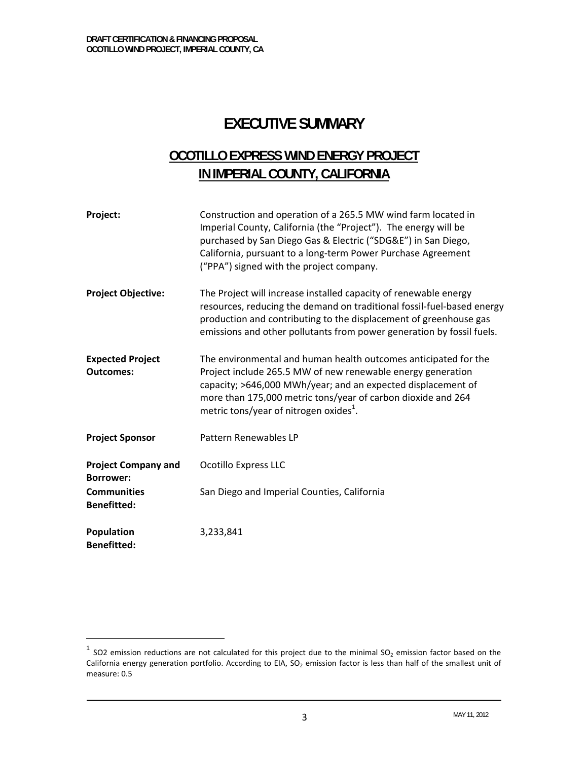# EXECUTIVE SUMMARY

## OCOTILLO EXPRESS WIND ENERGY PROJECT IN IMPERIAL COUNTY, CALIFORNIA

**Project:** Construction and operation of a 265.5 MW wind farm located in Imperial County, California (the "Project"). The energy will be purchased by San Diego Gas & Electric ("SDG&E") in San Diego, California, pursuant to a long-term Power Purchase Agreement ("PPA") signed with the project company.

**Project Objective:** The Project will increase installed capacity of renewable energy resources, reducing the demand on traditional fossil-fuel-based energy production and contributing to the displacement of greenhouse gas emissions and other pollutants from power generation by fossil fuels.

**Expected Project Outcomes:** The environmental and human health outcomes anticipated for the Project include 265.5 MW of new renewable energy generation capacity; >646,000 MWh/year; and an expected displacement of more than 175,000 metric tons/year of carbon dioxide and 264 metric tons/year of nitrogen oxides[1].

**Project Sponsor** Pattern Renewables LP

**Project Company and Borrower:** Ocotillo Express LLC

**Communities Benefitted:** San Diego and Imperial Counties, California

**Population Benefitted:** 3,233,841

---

[1] SO2 emission reductions are not calculated for this project due to the minimal $SO_2$ emission factor based on the California energy generation portfolio. According to EIA, $SO_2$ emission factor is less than half of the smallest unit of measure: 0.5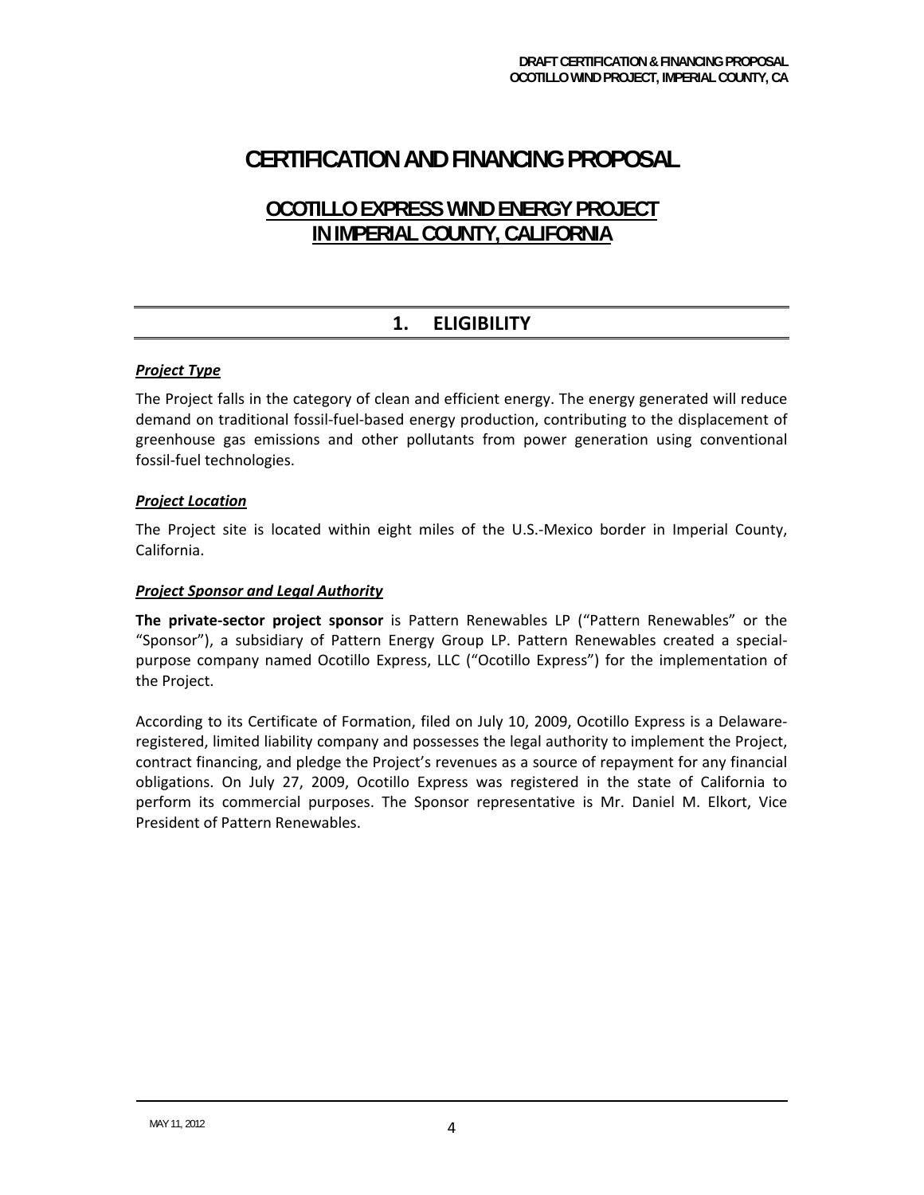# CERTIFICATION AND FINANCING PROPOSAL

## OCOTILLO EXPRESS WIND ENERGY PROJECT IN IMPERIAL COUNTY, CALIFORNIA

## 1. ELIGIBILITY

***Project Type***

The Project falls in the category of clean and efficient energy. The energy generated will reduce demand on traditional fossil-fuel-based energy production, contributing to the displacement of greenhouse gas emissions and other pollutants from power generation using conventional fossil-fuel technologies.

***Project Location***

The Project site is located within eight miles of the U.S.-Mexico border in Imperial County, California.

***Project Sponsor and Legal Authority***

**The private-sector project sponsor** is Pattern Renewables LP ("Pattern Renewables" or the "Sponsor"), a subsidiary of Pattern Energy Group LP. Pattern Renewables created a special-purpose company named Ocotillo Express, LLC ("Ocotillo Express") for the implementation of the Project.

According to its Certificate of Formation, filed on July 10, 2009, Ocotillo Express is a Delaware-registered, limited liability company and possesses the legal authority to implement the Project, contract financing, and pledge the Project's revenues as a source of repayment for any financial obligations. On July 27, 2009, Ocotillo Express was registered in the state of California to perform its commercial purposes. The Sponsor representative is Mr. Daniel M. Elkort, Vice President of Pattern Renewables.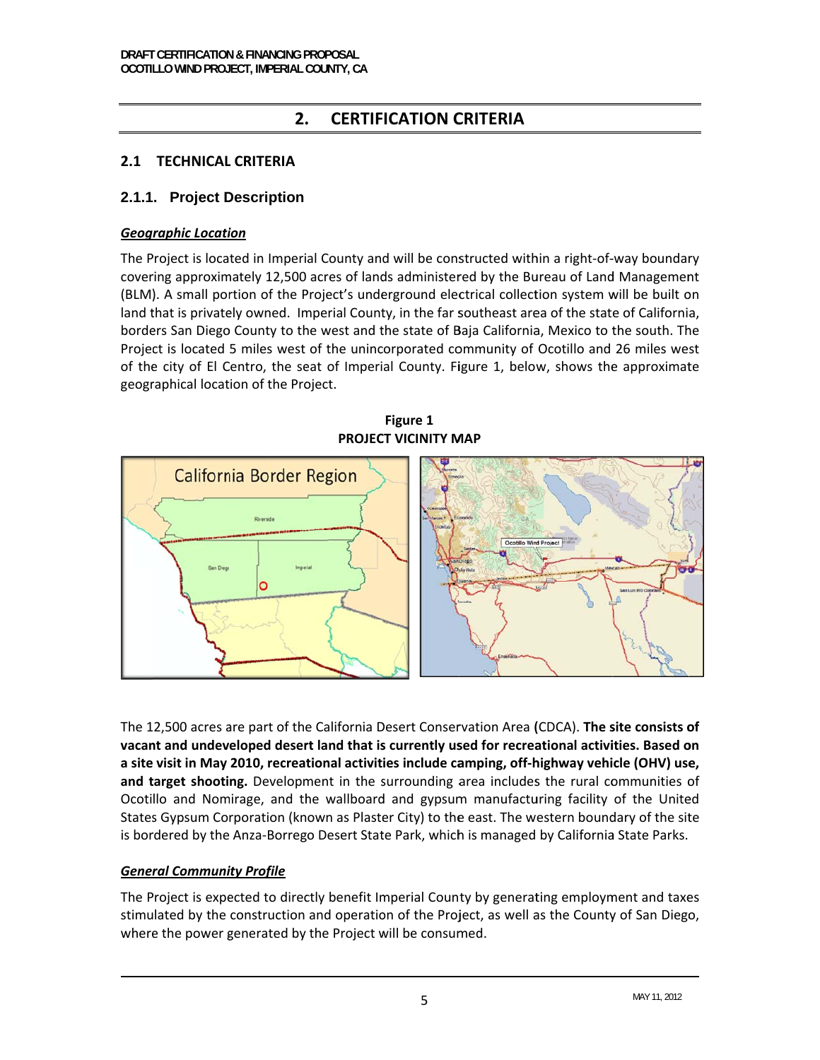## 2. CERTIFICATION CRITERIA

### 2.1 TECHNICAL CRITERIA

### 2.1.1. Project Description

***Geographic Location***

The Project is located in Imperial County and will be constructed within a right-of-way boundary covering approximately 12,500 acres of lands administered by the Bureau of Land Management (BLM). A small portion of the Project's underground electrical collection system will be built on land that is privately owned. Imperial County, in the far southeast area of the state of California, borders San Diego County to the west and the state of Baja California, Mexico to the south. The Project is located 5 miles west of the unincorporated community of Ocotillo and 26 miles west of the city of El Centro, the seat of Imperial County. Figure 1, below, shows the approximate geographical location of the Project.

**Figure 1**
**PROJECT VICINITY MAP**

The 12,500 acres are part of the California Desert Conservation Area (CDCA). **The site consists of vacant and undeveloped desert land that is currently used for recreational activities. Based on a site visit in May 2010, recreational activities include camping, off-highway vehicle (OHV) use, and target shooting.** Development in the surrounding area includes the rural communities of Ocotillo and Nomirage, and the wallboard and gypsum manufacturing facility of the United States Gypsum Corporation (known as Plaster City) to the east. The western boundary of the site is bordered by the Anza-Borrego Desert State Park, which is managed by California State Parks.

***General Community Profile***

The Project is expected to directly benefit Imperial County by generating employment and taxes stimulated by the construction and operation of the Project, as well as the County of San Diego, where the power generated by the Project will be consumed.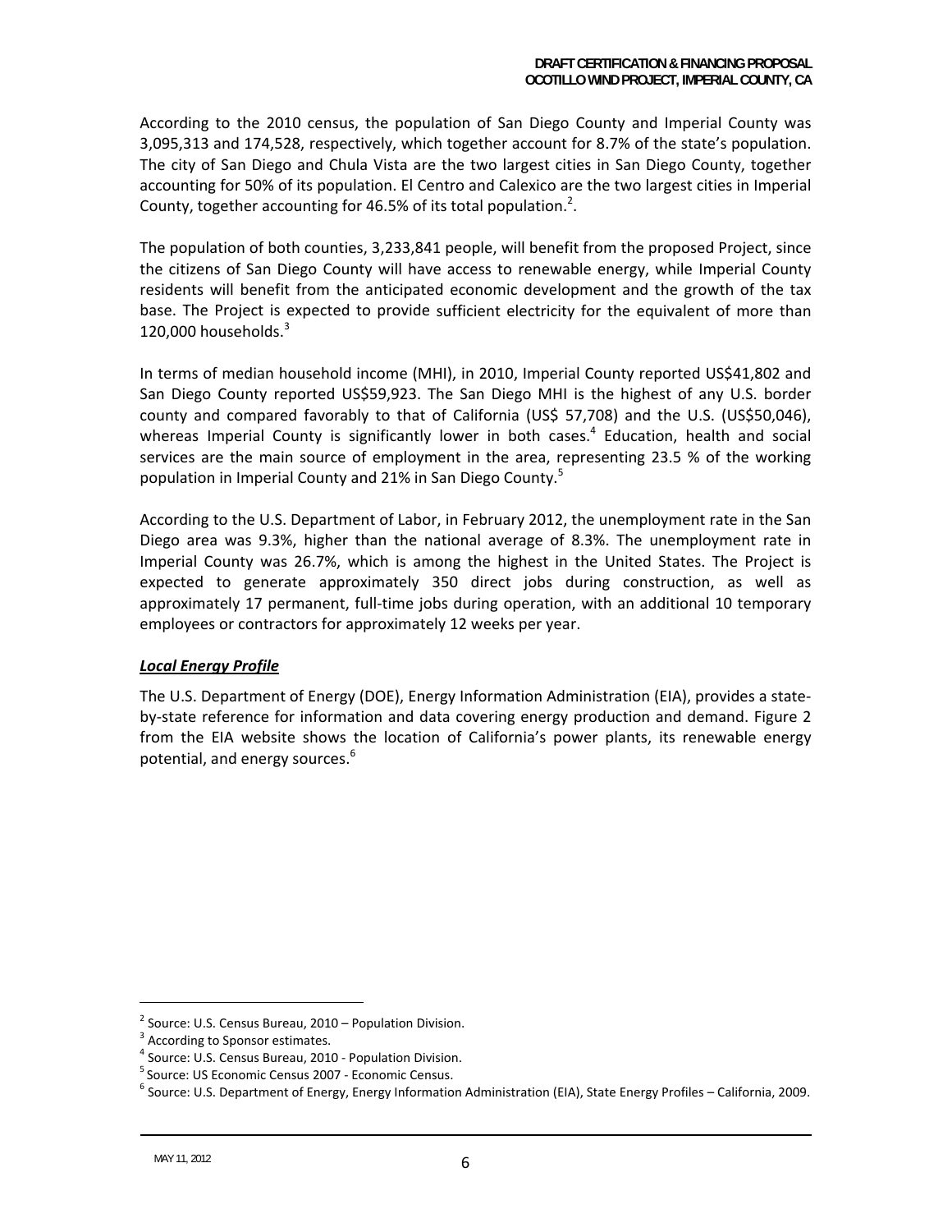According to the 2010 census, the population of San Diego County and Imperial County was 3,095,313 and 174,528, respectively, which together account for 8.7% of the state's population. The city of San Diego and Chula Vista are the two largest cities in San Diego County, together accounting for 50% of its population. El Centro and Calexico are the two largest cities in Imperial County, together accounting for 46.5% of its total population.[2].

The population of both counties, 3,233,841 people, will benefit from the proposed Project, since the citizens of San Diego County will have access to renewable energy, while Imperial County residents will benefit from the anticipated economic development and the growth of the tax base. The Project is expected to provide sufficient electricity for the equivalent of more than 120,000 households.[3]

In terms of median household income (MHI), in 2010, Imperial County reported US$41,802 and San Diego County reported US$59,923. The San Diego MHI is the highest of any U.S. border county and compared favorably to that of California (US$ 57,708) and the U.S. (US$50,046), whereas Imperial County is significantly lower in both cases.[4] Education, health and social services are the main source of employment in the area, representing 23.5 % of the working population in Imperial County and 21% in San Diego County.[5]

According to the U.S. Department of Labor, in February 2012, the unemployment rate in the San Diego area was 9.3%, higher than the national average of 8.3%. The unemployment rate in Imperial County was 26.7%, which is among the highest in the United States. The Project is expected to generate approximately 350 direct jobs during construction, as well as approximately 17 permanent, full-time jobs during operation, with an additional 10 temporary employees or contractors for approximately 12 weeks per year.

***Local Energy Profile***

The U.S. Department of Energy (DOE), Energy Information Administration (EIA), provides a state-by-state reference for information and data covering energy production and demand. Figure 2 from the EIA website shows the location of California's power plants, its renewable energy potential, and energy sources.[6]

---

[2] Source: U.S. Census Bureau, 2010 – Population Division.

[3] According to Sponsor estimates.

[4] Source: U.S. Census Bureau, 2010 - Population Division.

[5] Source: US Economic Census 2007 - Economic Census.

[6] Source: U.S. Department of Energy, Energy Information Administration (EIA), State Energy Profiles – California, 2009.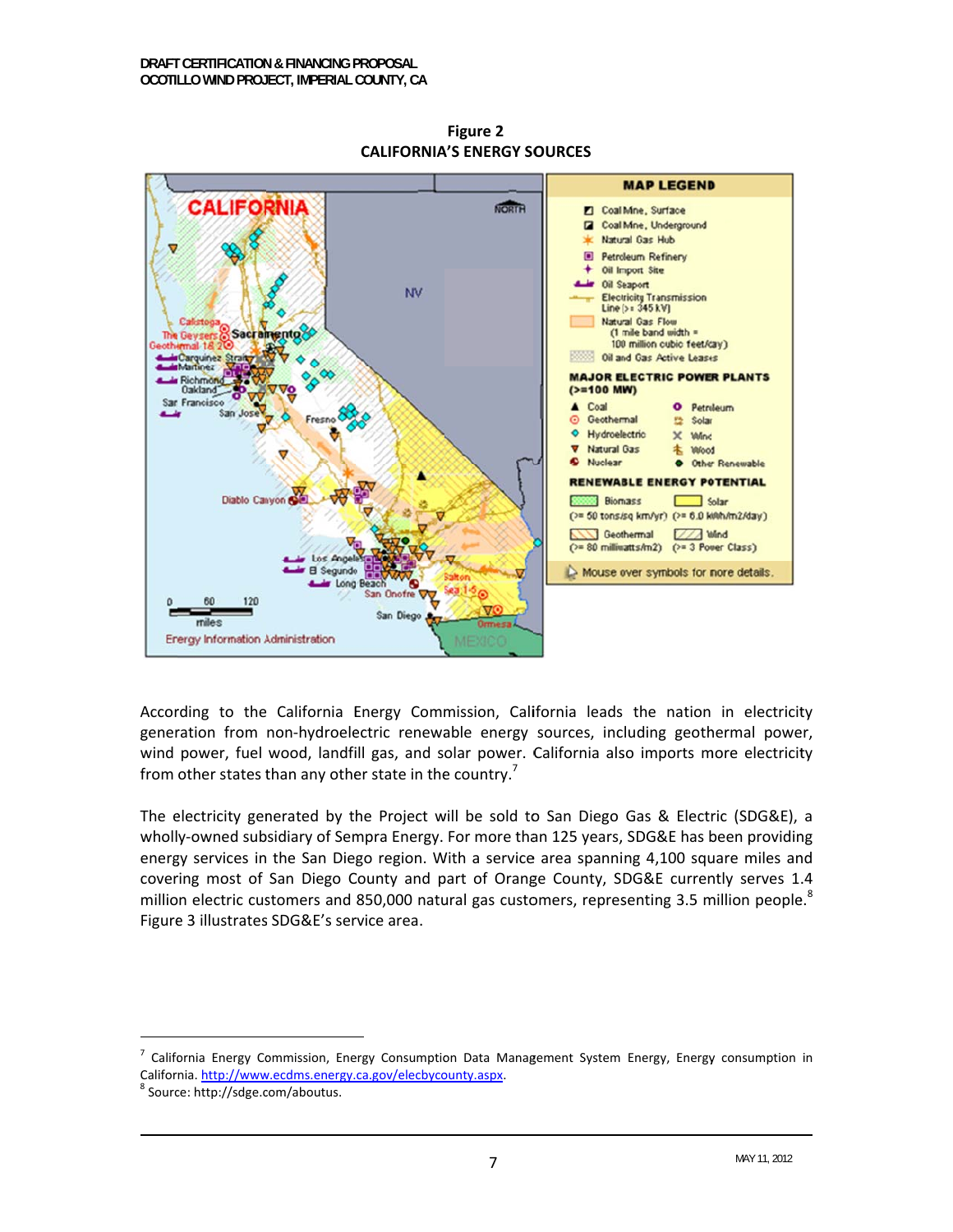**Figure 2**
**CALIFORNIA'S ENERGY SOURCES**

According to the California Energy Commission, California leads the nation in electricity generation from non-hydroelectric renewable energy sources, including geothermal power, wind power, fuel wood, landfill gas, and solar power. California also imports more electricity from other states than any other state in the country.[7]

The electricity generated by the Project will be sold to San Diego Gas & Electric (SDG&E), a wholly-owned subsidiary of Sempra Energy. For more than 125 years, SDG&E has been providing energy services in the San Diego region. With a service area spanning 4,100 square miles and covering most of San Diego County and part of Orange County, SDG&E currently serves 1.4 million electric customers and 850,000 natural gas customers, representing 3.5 million people.[8] Figure 3 illustrates SDG&E's service area.

---

[7] California Energy Commission, Energy Consumption Data Management System Energy, Energy consumption in California. http://www.ecdms.energy.ca.gov/elecbycounty.aspx.

[8] Source: http://sdge.com/aboutus.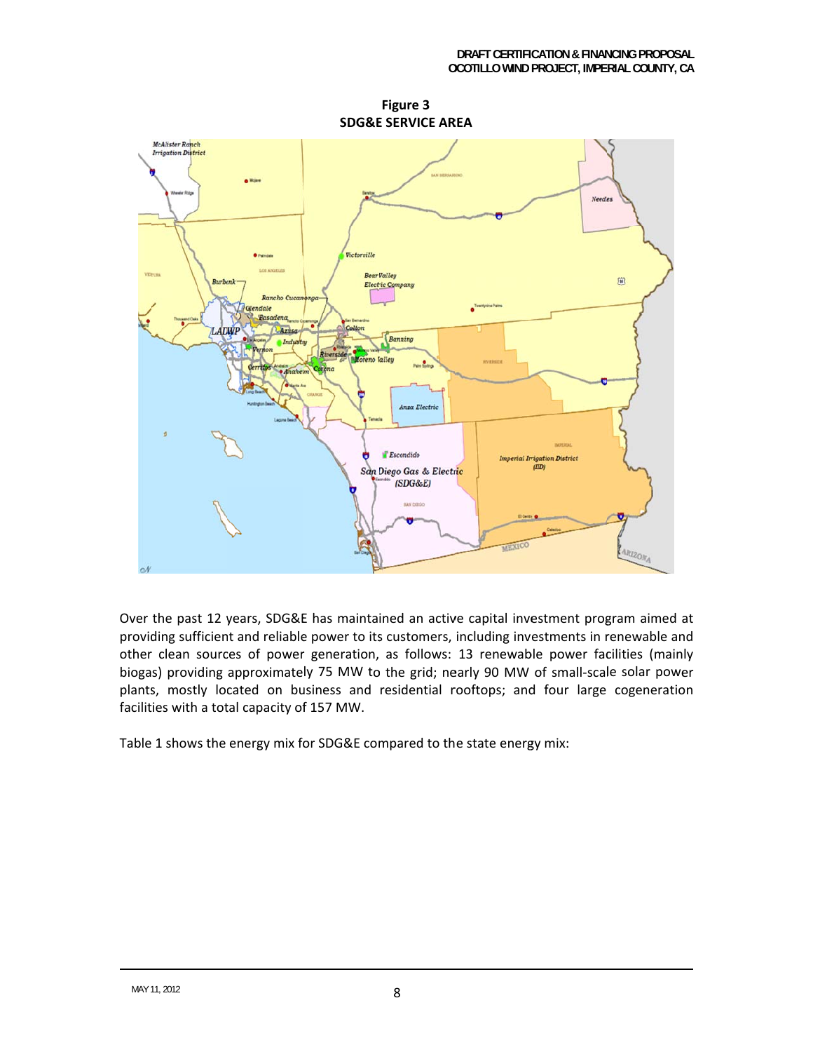**Figure 3**
**SDG&E SERVICE AREA**

Over the past 12 years, SDG&E has maintained an active capital investment program aimed at providing sufficient and reliable power to its customers, including investments in renewable and other clean sources of power generation, as follows: 13 renewable power facilities (mainly biogas) providing approximately 75 MW to the grid; nearly 90 MW of small-scale solar power plants, mostly located on business and residential rooftops; and four large cogeneration facilities with a total capacity of 157 MW.

Table 1 shows the energy mix for SDG&E compared to the state energy mix: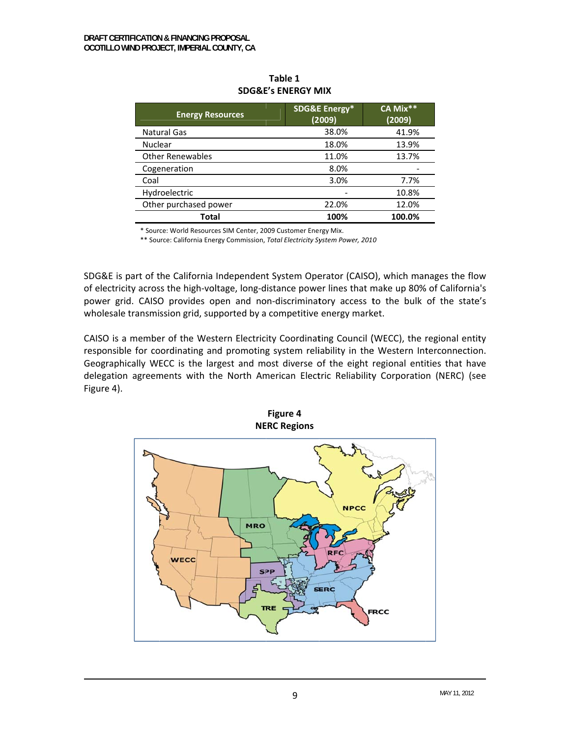**Table 1**
**SDG&E's ENERGY MIX**

| Energy Resources | SDG&E Energy* (2009) | CA Mix** (2009) |
|---|---|---|
| Natural Gas | 38.0% | 41.9% |
| Nuclear | 18.0% | 13.9% |
| Other Renewables | 11.0% | 13.7% |
| Cogeneration | 8.0% | - |
| Coal | 3.0% | 7.7% |
| Hydroelectric | - | 10.8% |
| Other purchased power | 22.0% | 12.0% |
| **Total** | **100%** | **100.0%** |

\* Source: World Resources SIM Center, 2009 Customer Energy Mix.

\** Source: California Energy Commission, *Total Electricity System Power, 2010*

SDG&E is part of the California Independent System Operator (CAISO), which manages the flow of electricity across the high-voltage, long-distance power lines that make up 80% of California's power grid. CAISO provides open and non-discriminatory access to the bulk of the state's wholesale transmission grid, supported by a competitive energy market.

CAISO is a member of the Western Electricity Coordinating Council (WECC), the regional entity responsible for coordinating and promoting system reliability in the Western Interconnection. Geographically WECC is the largest and most diverse of the eight regional entities that have delegation agreements with the North American Electric Reliability Corporation (NERC) (see Figure 4).

**Figure 4**
**NERC Regions**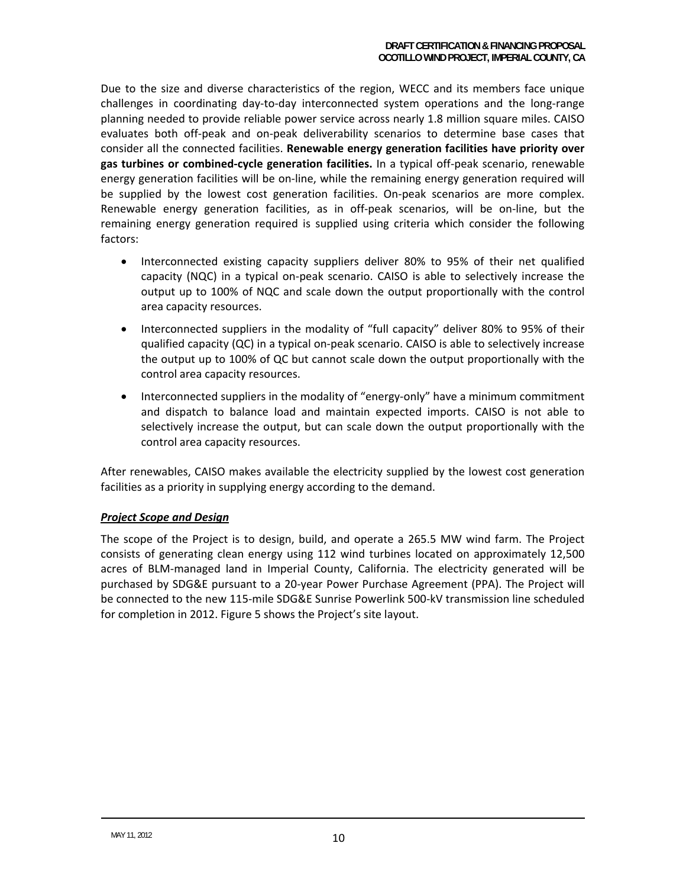Due to the size and diverse characteristics of the region, WECC and its members face unique challenges in coordinating day-to-day interconnected system operations and the long-range planning needed to provide reliable power service across nearly 1.8 million square miles. CAISO evaluates both off-peak and on-peak deliverability scenarios to determine base cases that consider all the connected facilities. **Renewable energy generation facilities have priority over gas turbines or combined-cycle generation facilities.** In a typical off-peak scenario, renewable energy generation facilities will be on-line, while the remaining energy generation required will be supplied by the lowest cost generation facilities. On-peak scenarios are more complex. Renewable energy generation facilities, as in off-peak scenarios, will be on-line, but the remaining energy generation required is supplied using criteria which consider the following factors:

- Interconnected existing capacity suppliers deliver 80% to 95% of their net qualified capacity (NQC) in a typical on-peak scenario. CAISO is able to selectively increase the output up to 100% of NQC and scale down the output proportionally with the control area capacity resources.
- Interconnected suppliers in the modality of "full capacity" deliver 80% to 95% of their qualified capacity (QC) in a typical on-peak scenario. CAISO is able to selectively increase the output up to 100% of QC but cannot scale down the output proportionally with the control area capacity resources.
- Interconnected suppliers in the modality of "energy-only" have a minimum commitment and dispatch to balance load and maintain expected imports. CAISO is not able to selectively increase the output, but can scale down the output proportionally with the control area capacity resources.

After renewables, CAISO makes available the electricity supplied by the lowest cost generation facilities as a priority in supplying energy according to the demand.

***Project Scope and Design***

The scope of the Project is to design, build, and operate a 265.5 MW wind farm. The Project consists of generating clean energy using 112 wind turbines located on approximately 12,500 acres of BLM-managed land in Imperial County, California. The electricity generated will be purchased by SDG&E pursuant to a 20-year Power Purchase Agreement (PPA). The Project will be connected to the new 115-mile SDG&E Sunrise Powerlink 500-kV transmission line scheduled for completion in 2012. Figure 5 shows the Project's site layout.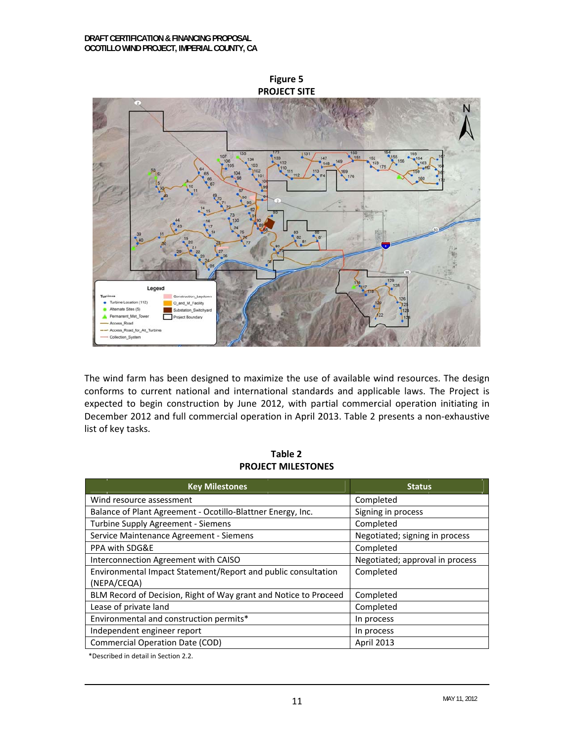**Figure 5**
**PROJECT SITE**

The wind farm has been designed to maximize the use of available wind resources. The design conforms to current national and international standards and applicable laws. The Project is expected to begin construction by June 2012, with partial commercial operation initiating in December 2012 and full commercial operation in April 2013. Table 2 presents a non-exhaustive list of key tasks.

**Table 2**
**PROJECT MILESTONES**

| Key Milestones | Status |
|---|---|
| Wind resource assessment | Completed |
| Balance of Plant Agreement - Ocotillo-Blattner Energy, Inc. | Signing in process |
| Turbine Supply Agreement - Siemens | Completed |
| Service Maintenance Agreement - Siemens | Negotiated; signing in process |
| PPA with SDG&E | Completed |
| Interconnection Agreement with CAISO | Negotiated; approval in process |
| Environmental Impact Statement/Report and public consultation (NEPA/CEQA) | Completed |
| BLM Record of Decision, Right of Way grant and Notice to Proceed | Completed |
| Lease of private land | Completed |
| Environmental and construction permits* | In process |
| Independent engineer report | In process |
| Commercial Operation Date (COD) | April 2013 |

*Described in detail in Section 2.2.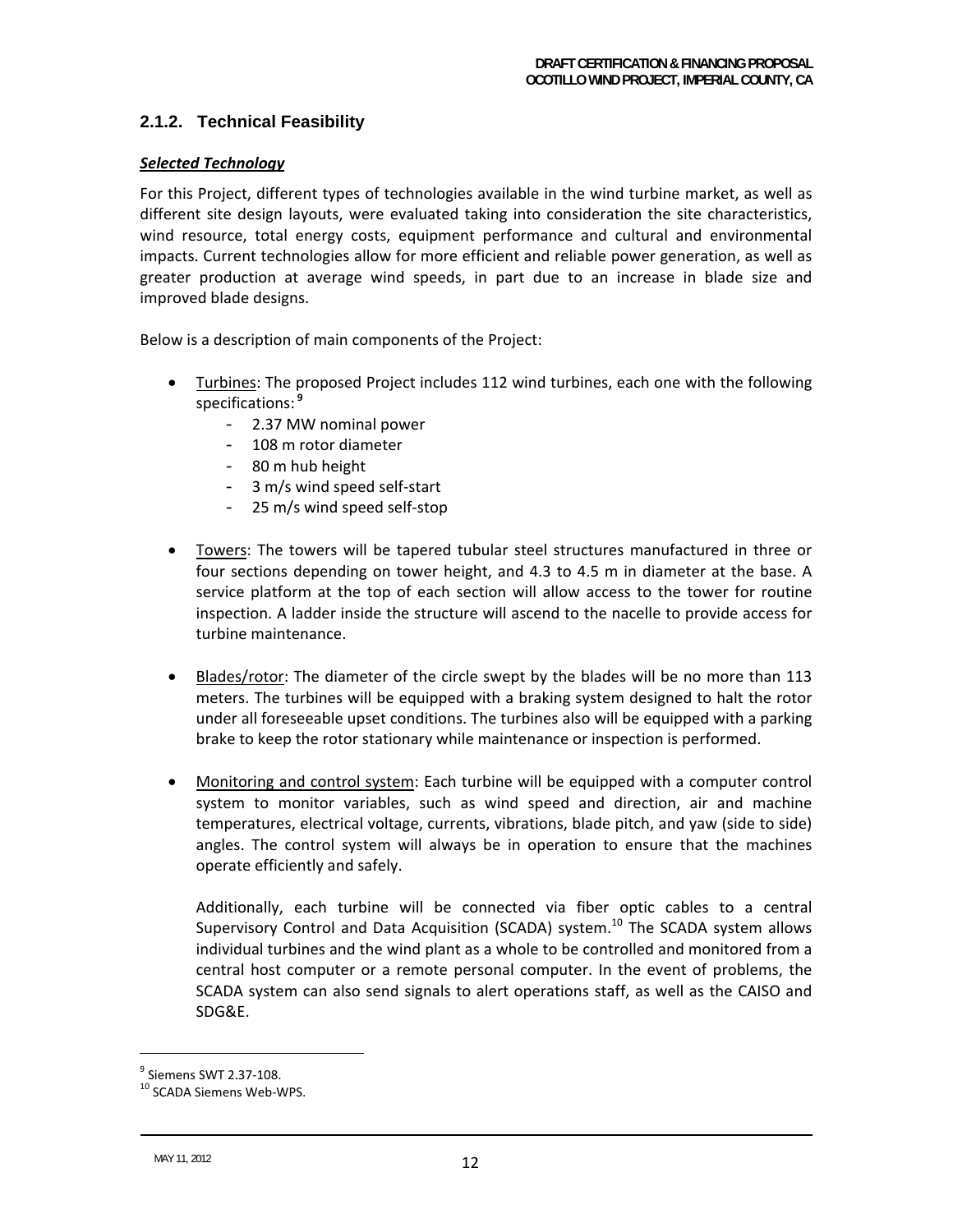### 2.1.2. Technical Feasibility

***Selected Technology***

For this Project, different types of technologies available in the wind turbine market, as well as different site design layouts, were evaluated taking into consideration the site characteristics, wind resource, total energy costs, equipment performance and cultural and environmental impacts. Current technologies allow for more efficient and reliable power generation, as well as greater production at average wind speeds, in part due to an increase in blade size and improved blade designs.

Below is a description of main components of the Project:

- Turbines: The proposed Project includes 112 wind turbines, each one with the following specifications:[9]
  - 2.37 MW nominal power
  - 108 m rotor diameter
  - 80 m hub height
  - 3 m/s wind speed self-start
  - 25 m/s wind speed self-stop

- Towers: The towers will be tapered tubular steel structures manufactured in three or four sections depending on tower height, and 4.3 to 4.5 m in diameter at the base. A service platform at the top of each section will allow access to the tower for routine inspection. A ladder inside the structure will ascend to the nacelle to provide access for turbine maintenance.

- Blades/rotor: The diameter of the circle swept by the blades will be no more than 113 meters. The turbines will be equipped with a braking system designed to halt the rotor under all foreseeable upset conditions. The turbines also will be equipped with a parking brake to keep the rotor stationary while maintenance or inspection is performed.

- Monitoring and control system: Each turbine will be equipped with a computer control system to monitor variables, such as wind speed and direction, air and machine temperatures, electrical voltage, currents, vibrations, blade pitch, and yaw (side to side) angles. The control system will always be in operation to ensure that the machines operate efficiently and safely.

  Additionally, each turbine will be connected via fiber optic cables to a central Supervisory Control and Data Acquisition (SCADA) system.[10] The SCADA system allows individual turbines and the wind plant as a whole to be controlled and monitored from a central host computer or a remote personal computer. In the event of problems, the SCADA system can also send signals to alert operations staff, as well as the CAISO and SDG&E.

---

[9] Siemens SWT 2.37-108.

[10] SCADA Siemens Web-WPS.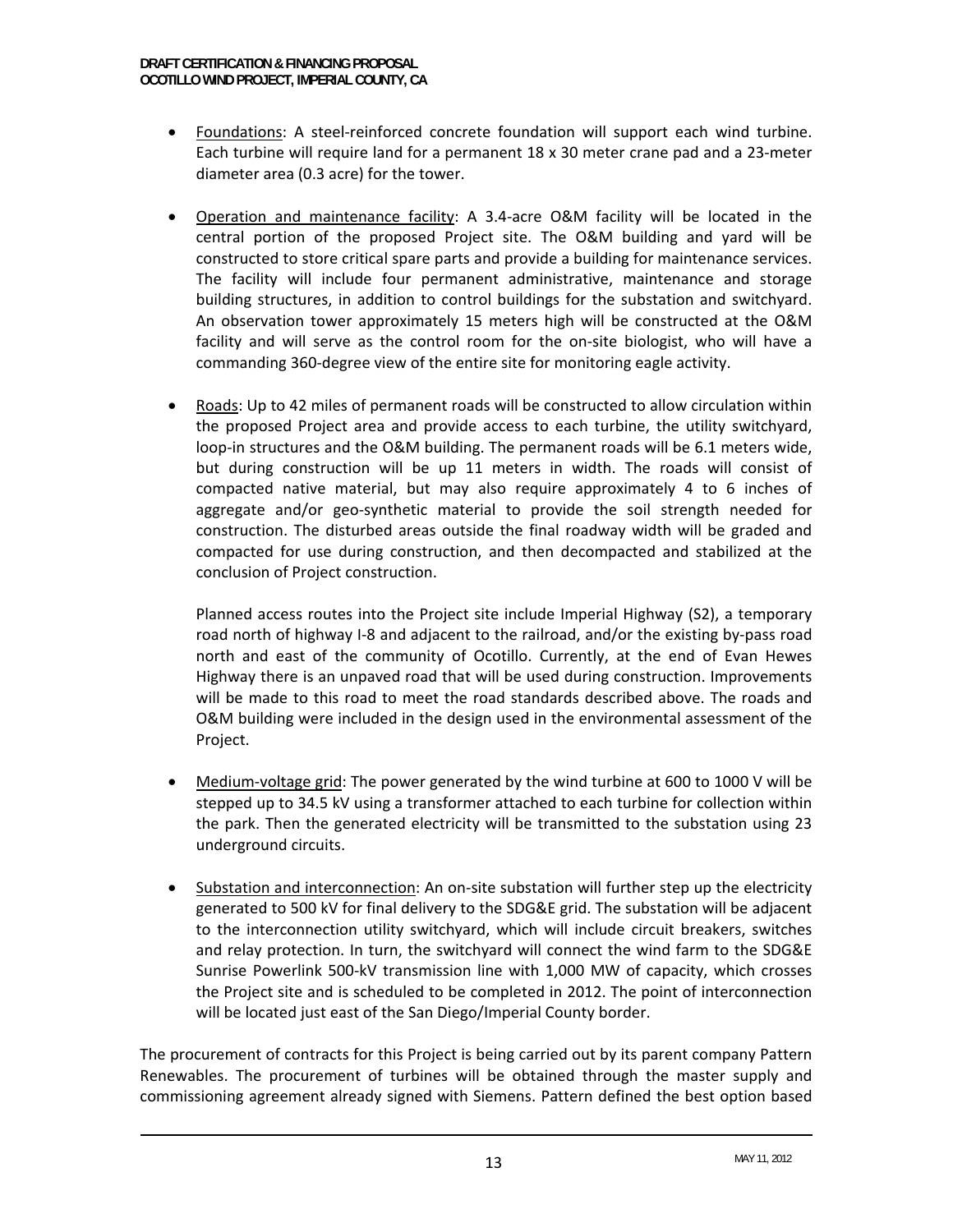- Foundations: A steel-reinforced concrete foundation will support each wind turbine. Each turbine will require land for a permanent 18 x 30 meter crane pad and a 23-meter diameter area (0.3 acre) for the tower.

- Operation and maintenance facility: A 3.4-acre O&M facility will be located in the central portion of the proposed Project site. The O&M building and yard will be constructed to store critical spare parts and provide a building for maintenance services. The facility will include four permanent administrative, maintenance and storage building structures, in addition to control buildings for the substation and switchyard. An observation tower approximately 15 meters high will be constructed at the O&M facility and will serve as the control room for the on-site biologist, who will have a commanding 360-degree view of the entire site for monitoring eagle activity.

- Roads: Up to 42 miles of permanent roads will be constructed to allow circulation within the proposed Project area and provide access to each turbine, the utility switchyard, loop-in structures and the O&M building. The permanent roads will be 6.1 meters wide, but during construction will be up 11 meters in width. The roads will consist of compacted native material, but may also require approximately 4 to 6 inches of aggregate and/or geo-synthetic material to provide the soil strength needed for construction. The disturbed areas outside the final roadway width will be graded and compacted for use during construction, and then decompacted and stabilized at the conclusion of Project construction.

  Planned access routes into the Project site include Imperial Highway (S2), a temporary road north of highway I-8 and adjacent to the railroad, and/or the existing by-pass road north and east of the community of Ocotillo. Currently, at the end of Evan Hewes Highway there is an unpaved road that will be used during construction. Improvements will be made to this road to meet the road standards described above. The roads and O&M building were included in the design used in the environmental assessment of the Project.

- Medium-voltage grid: The power generated by the wind turbine at 600 to 1000 V will be stepped up to 34.5 kV using a transformer attached to each turbine for collection within the park. Then the generated electricity will be transmitted to the substation using 23 underground circuits.

- Substation and interconnection: An on-site substation will further step up the electricity generated to 500 kV for final delivery to the SDG&E grid. The substation will be adjacent to the interconnection utility switchyard, which will include circuit breakers, switches and relay protection. In turn, the switchyard will connect the wind farm to the SDG&E Sunrise Powerlink 500-kV transmission line with 1,000 MW of capacity, which crosses the Project site and is scheduled to be completed in 2012. The point of interconnection will be located just east of the San Diego/Imperial County border.

The procurement of contracts for this Project is being carried out by its parent company Pattern Renewables. The procurement of turbines will be obtained through the master supply and commissioning agreement already signed with Siemens. Pattern defined the best option based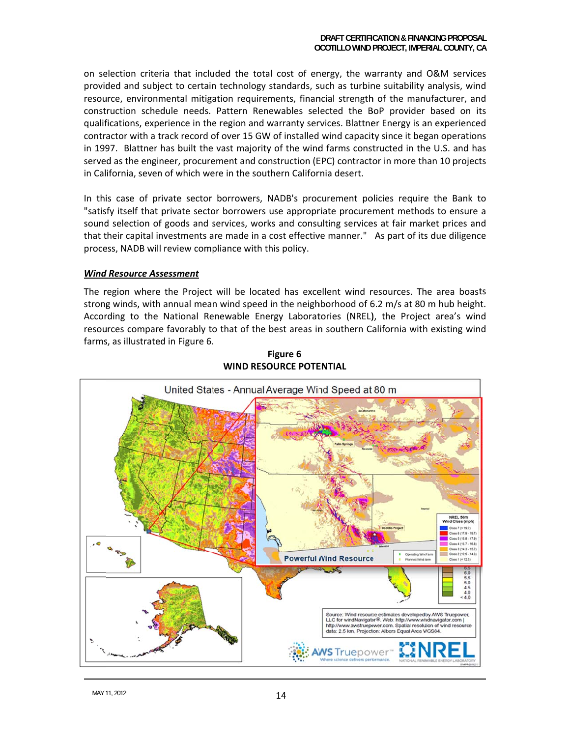on selection criteria that included the total cost of energy, the warranty and O&M services provided and subject to certain technology standards, such as turbine suitability analysis, wind resource, environmental mitigation requirements, financial strength of the manufacturer, and construction schedule needs. Pattern Renewables selected the BoP provider based on its qualifications, experience in the region and warranty services. Blattner Energy is an experienced contractor with a track record of over 15 GW of installed wind capacity since it began operations in 1997. Blattner has built the vast majority of the wind farms constructed in the U.S. and has served as the engineer, procurement and construction (EPC) contractor in more than 10 projects in California, seven of which were in the southern California desert.

In this case of private sector borrowers, NADB's procurement policies require the Bank to "satisfy itself that private sector borrowers use appropriate procurement methods to ensure a sound selection of goods and services, works and consulting services at fair market prices and that their capital investments are made in a cost effective manner." As part of its due diligence process, NADB will review compliance with this policy.

***Wind Resource Assessment***

The region where the Project will be located has excellent wind resources. The area boasts strong winds, with annual mean wind speed in the neighborhood of 6.2 m/s at 80 m hub height. According to the National Renewable Energy Laboratories (NREL), the Project area's wind resources compare favorably to that of the best areas in southern California with existing wind farms, as illustrated in Figure 6.

**Figure 6**
**WIND RESOURCE POTENTIAL**

United States - Annual Average Wind Speed at 80 m

Powerful Wind Resource

Source: Wind resource estimates developed by AWS Truepower, LLC for windNavigator®. Web: http://www.windnavigator.com | http://www.awstruepower.com. Spatial resolution of wind resource data: 2.5 km. Projection: Albers Equal Area WGS84.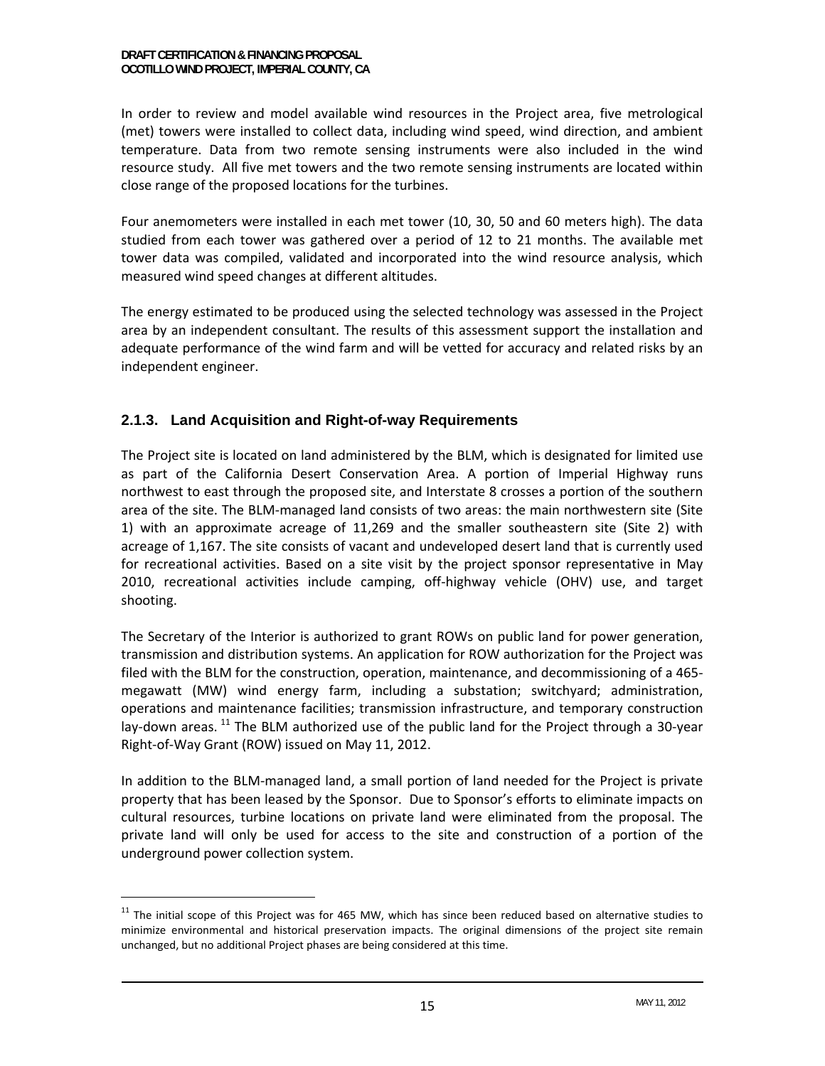In order to review and model available wind resources in the Project area, five metrological (met) towers were installed to collect data, including wind speed, wind direction, and ambient temperature. Data from two remote sensing instruments were also included in the wind resource study. All five met towers and the two remote sensing instruments are located within close range of the proposed locations for the turbines.

Four anemometers were installed in each met tower (10, 30, 50 and 60 meters high). The data studied from each tower was gathered over a period of 12 to 21 months. The available met tower data was compiled, validated and incorporated into the wind resource analysis, which measured wind speed changes at different altitudes.

The energy estimated to be produced using the selected technology was assessed in the Project area by an independent consultant. The results of this assessment support the installation and adequate performance of the wind farm and will be vetted for accuracy and related risks by an independent engineer.

### 2.1.3. Land Acquisition and Right-of-way Requirements

The Project site is located on land administered by the BLM, which is designated for limited use as part of the California Desert Conservation Area. A portion of Imperial Highway runs northwest to east through the proposed site, and Interstate 8 crosses a portion of the southern area of the site. The BLM-managed land consists of two areas: the main northwestern site (Site 1) with an approximate acreage of 11,269 and the smaller southeastern site (Site 2) with acreage of 1,167. The site consists of vacant and undeveloped desert land that is currently used for recreational activities. Based on a site visit by the project sponsor representative in May 2010, recreational activities include camping, off-highway vehicle (OHV) use, and target shooting.

The Secretary of the Interior is authorized to grant ROWs on public land for power generation, transmission and distribution systems. An application for ROW authorization for the Project was filed with the BLM for the construction, operation, maintenance, and decommissioning of a 465-megawatt (MW) wind energy farm, including a substation; switchyard; administration, operations and maintenance facilities; transmission infrastructure, and temporary construction lay-down areas. [11] The BLM authorized use of the public land for the Project through a 30-year Right-of-Way Grant (ROW) issued on May 11, 2012.

In addition to the BLM-managed land, a small portion of land needed for the Project is private property that has been leased by the Sponsor. Due to Sponsor's efforts to eliminate impacts on cultural resources, turbine locations on private land were eliminated from the proposal. The private land will only be used for access to the site and construction of a portion of the underground power collection system.

---

[11] The initial scope of this Project was for 465 MW, which has since been reduced based on alternative studies to minimize environmental and historical preservation impacts. The original dimensions of the project site remain unchanged, but no additional Project phases are being considered at this time.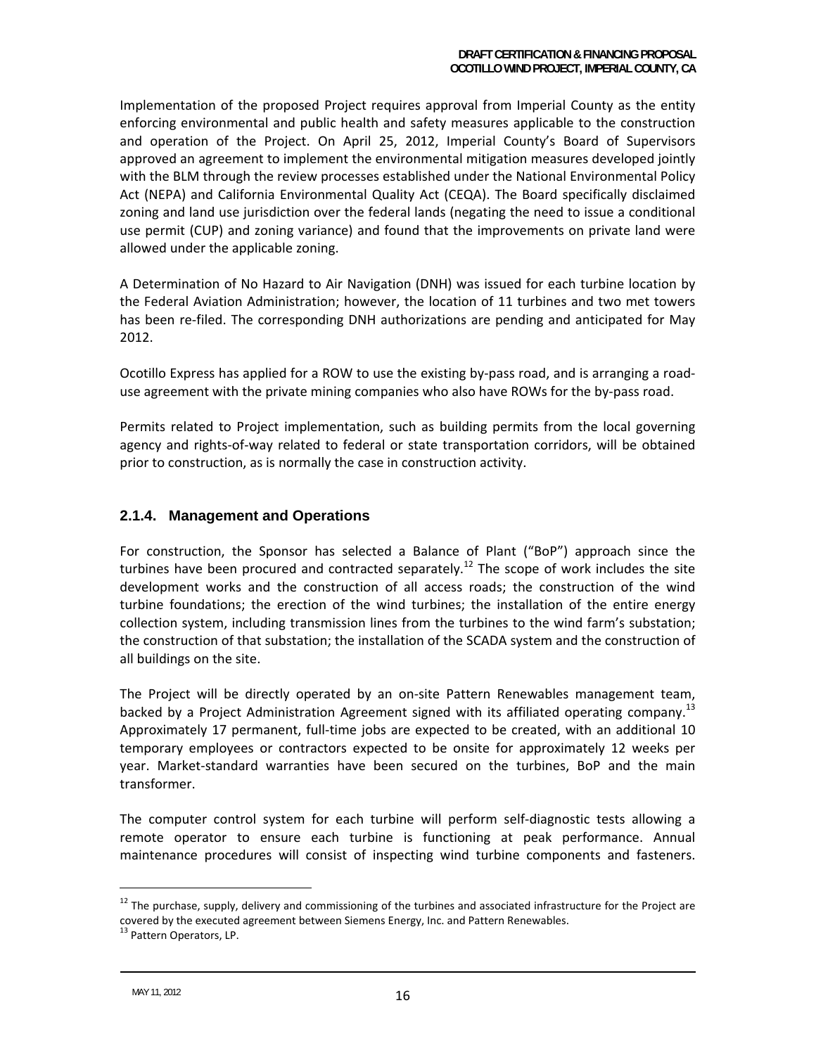Implementation of the proposed Project requires approval from Imperial County as the entity enforcing environmental and public health and safety measures applicable to the construction and operation of the Project. On April 25, 2012, Imperial County's Board of Supervisors approved an agreement to implement the environmental mitigation measures developed jointly with the BLM through the review processes established under the National Environmental Policy Act (NEPA) and California Environmental Quality Act (CEQA). The Board specifically disclaimed zoning and land use jurisdiction over the federal lands (negating the need to issue a conditional use permit (CUP) and zoning variance) and found that the improvements on private land were allowed under the applicable zoning.

A Determination of No Hazard to Air Navigation (DNH) was issued for each turbine location by the Federal Aviation Administration; however, the location of 11 turbines and two met towers has been re-filed. The corresponding DNH authorizations are pending and anticipated for May 2012.

Ocotillo Express has applied for a ROW to use the existing by-pass road, and is arranging a road-use agreement with the private mining companies who also have ROWs for the by-pass road.

Permits related to Project implementation, such as building permits from the local governing agency and rights-of-way related to federal or state transportation corridors, will be obtained prior to construction, as is normally the case in construction activity.

### 2.1.4. Management and Operations

For construction, the Sponsor has selected a Balance of Plant ("BoP") approach since the turbines have been procured and contracted separately.[12] The scope of work includes the site development works and the construction of all access roads; the construction of the wind turbine foundations; the erection of the wind turbines; the installation of the entire energy collection system, including transmission lines from the turbines to the wind farm's substation; the construction of that substation; the installation of the SCADA system and the construction of all buildings on the site.

The Project will be directly operated by an on-site Pattern Renewables management team, backed by a Project Administration Agreement signed with its affiliated operating company.[13] Approximately 17 permanent, full-time jobs are expected to be created, with an additional 10 temporary employees or contractors expected to be onsite for approximately 12 weeks per year. Market-standard warranties have been secured on the turbines, BoP and the main transformer.

The computer control system for each turbine will perform self-diagnostic tests allowing a remote operator to ensure each turbine is functioning at peak performance. Annual maintenance procedures will consist of inspecting wind turbine components and fasteners.

---

[12] The purchase, supply, delivery and commissioning of the turbines and associated infrastructure for the Project are covered by the executed agreement between Siemens Energy, Inc. and Pattern Renewables.

[13] Pattern Operators, LP.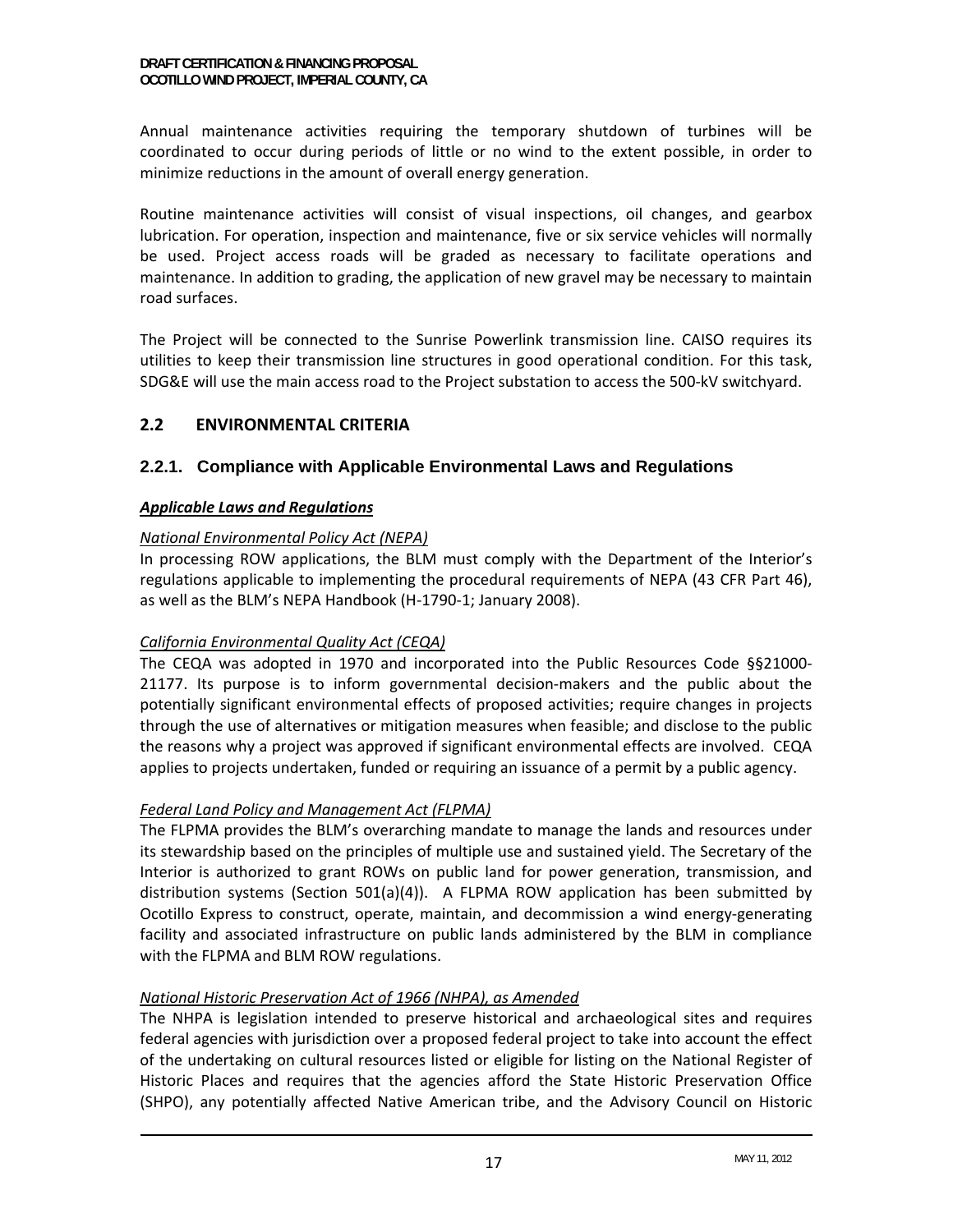Annual maintenance activities requiring the temporary shutdown of turbines will be coordinated to occur during periods of little or no wind to the extent possible, in order to minimize reductions in the amount of overall energy generation.

Routine maintenance activities will consist of visual inspections, oil changes, and gearbox lubrication. For operation, inspection and maintenance, five or six service vehicles will normally be used. Project access roads will be graded as necessary to facilitate operations and maintenance. In addition to grading, the application of new gravel may be necessary to maintain road surfaces.

The Project will be connected to the Sunrise Powerlink transmission line. CAISO requires its utilities to keep their transmission line structures in good operational condition. For this task, SDG&E will use the main access road to the Project substation to access the 500-kV switchyard.

## 2.2 ENVIRONMENTAL CRITERIA

### 2.2.1. Compliance with Applicable Environmental Laws and Regulations

***Applicable Laws and Regulations***

*National Environmental Policy Act (NEPA)*

In processing ROW applications, the BLM must comply with the Department of the Interior's regulations applicable to implementing the procedural requirements of NEPA (43 CFR Part 46), as well as the BLM's NEPA Handbook (H-1790-1; January 2008).

*California Environmental Quality Act (CEQA)*

The CEQA was adopted in 1970 and incorporated into the Public Resources Code §§21000-21177. Its purpose is to inform governmental decision-makers and the public about the potentially significant environmental effects of proposed activities; require changes in projects through the use of alternatives or mitigation measures when feasible; and disclose to the public the reasons why a project was approved if significant environmental effects are involved. CEQA applies to projects undertaken, funded or requiring an issuance of a permit by a public agency.

*Federal Land Policy and Management Act (FLPMA)*

The FLPMA provides the BLM's overarching mandate to manage the lands and resources under its stewardship based on the principles of multiple use and sustained yield. The Secretary of the Interior is authorized to grant ROWs on public land for power generation, transmission, and distribution systems (Section 501(a)(4)). A FLPMA ROW application has been submitted by Ocotillo Express to construct, operate, maintain, and decommission a wind energy-generating facility and associated infrastructure on public lands administered by the BLM in compliance with the FLPMA and BLM ROW regulations.

*National Historic Preservation Act of 1966 (NHPA), as Amended*

The NHPA is legislation intended to preserve historical and archaeological sites and requires federal agencies with jurisdiction over a proposed federal project to take into account the effect of the undertaking on cultural resources listed or eligible for listing on the National Register of Historic Places and requires that the agencies afford the State Historic Preservation Office (SHPO), any potentially affected Native American tribe, and the Advisory Council on Historic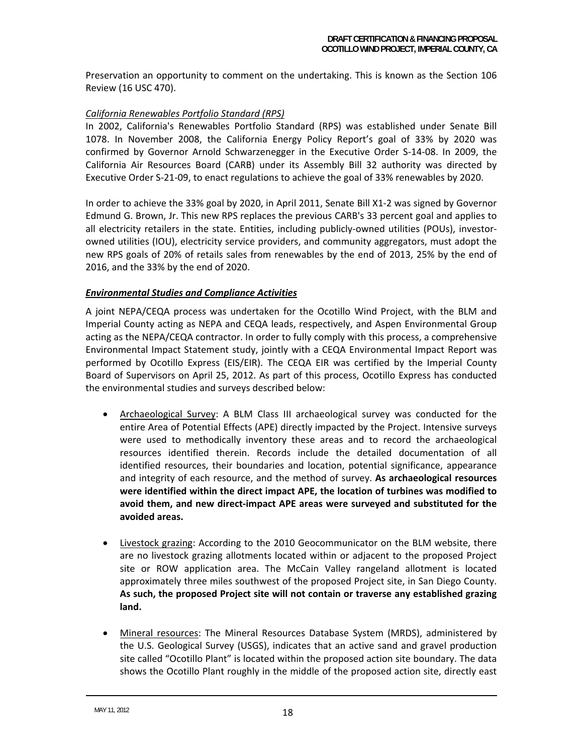Preservation an opportunity to comment on the undertaking. This is known as the Section 106 Review (16 USC 470).

*California Renewables Portfolio Standard (RPS)*

In 2002, California's Renewables Portfolio Standard (RPS) was established under Senate Bill 1078. In November 2008, the California Energy Policy Report's goal of 33% by 2020 was confirmed by Governor Arnold Schwarzenegger in the Executive Order S-14-08. In 2009, the California Air Resources Board (CARB) under its Assembly Bill 32 authority was directed by Executive Order S-21-09, to enact regulations to achieve the goal of 33% renewables by 2020.

In order to achieve the 33% goal by 2020, in April 2011, Senate Bill X1-2 was signed by Governor Edmund G. Brown, Jr. This new RPS replaces the previous CARB's 33 percent goal and applies to all electricity retailers in the state. Entities, including publicly-owned utilities (POUs), investor-owned utilities (IOU), electricity service providers, and community aggregators, must adopt the new RPS goals of 20% of retails sales from renewables by the end of 2013, 25% by the end of 2016, and the 33% by the end of 2020.

***Environmental Studies and Compliance Activities***

A joint NEPA/CEQA process was undertaken for the Ocotillo Wind Project, with the BLM and Imperial County acting as NEPA and CEQA leads, respectively, and Aspen Environmental Group acting as the NEPA/CEQA contractor. In order to fully comply with this process, a comprehensive Environmental Impact Statement study, jointly with a CEQA Environmental Impact Report was performed by Ocotillo Express (EIS/EIR). The CEQA EIR was certified by the Imperial County Board of Supervisors on April 25, 2012. As part of this process, Ocotillo Express has conducted the environmental studies and surveys described below:

- Archaeological Survey: A BLM Class III archaeological survey was conducted for the entire Area of Potential Effects (APE) directly impacted by the Project. Intensive surveys were used to methodically inventory these areas and to record the archaeological resources identified therein. Records include the detailed documentation of all identified resources, their boundaries and location, potential significance, appearance and integrity of each resource, and the method of survey. **As archaeological resources were identified within the direct impact APE, the location of turbines was modified to avoid them, and new direct-impact APE areas were surveyed and substituted for the avoided areas.**

- Livestock grazing: According to the 2010 Geocommunicator on the BLM website, there are no livestock grazing allotments located within or adjacent to the proposed Project site or ROW application area. The McCain Valley rangeland allotment is located approximately three miles southwest of the proposed Project site, in San Diego County. **As such, the proposed Project site will not contain or traverse any established grazing land.**

- Mineral resources: The Mineral Resources Database System (MRDS), administered by the U.S. Geological Survey (USGS), indicates that an active sand and gravel production site called "Ocotillo Plant" is located within the proposed action site boundary. The data shows the Ocotillo Plant roughly in the middle of the proposed action site, directly east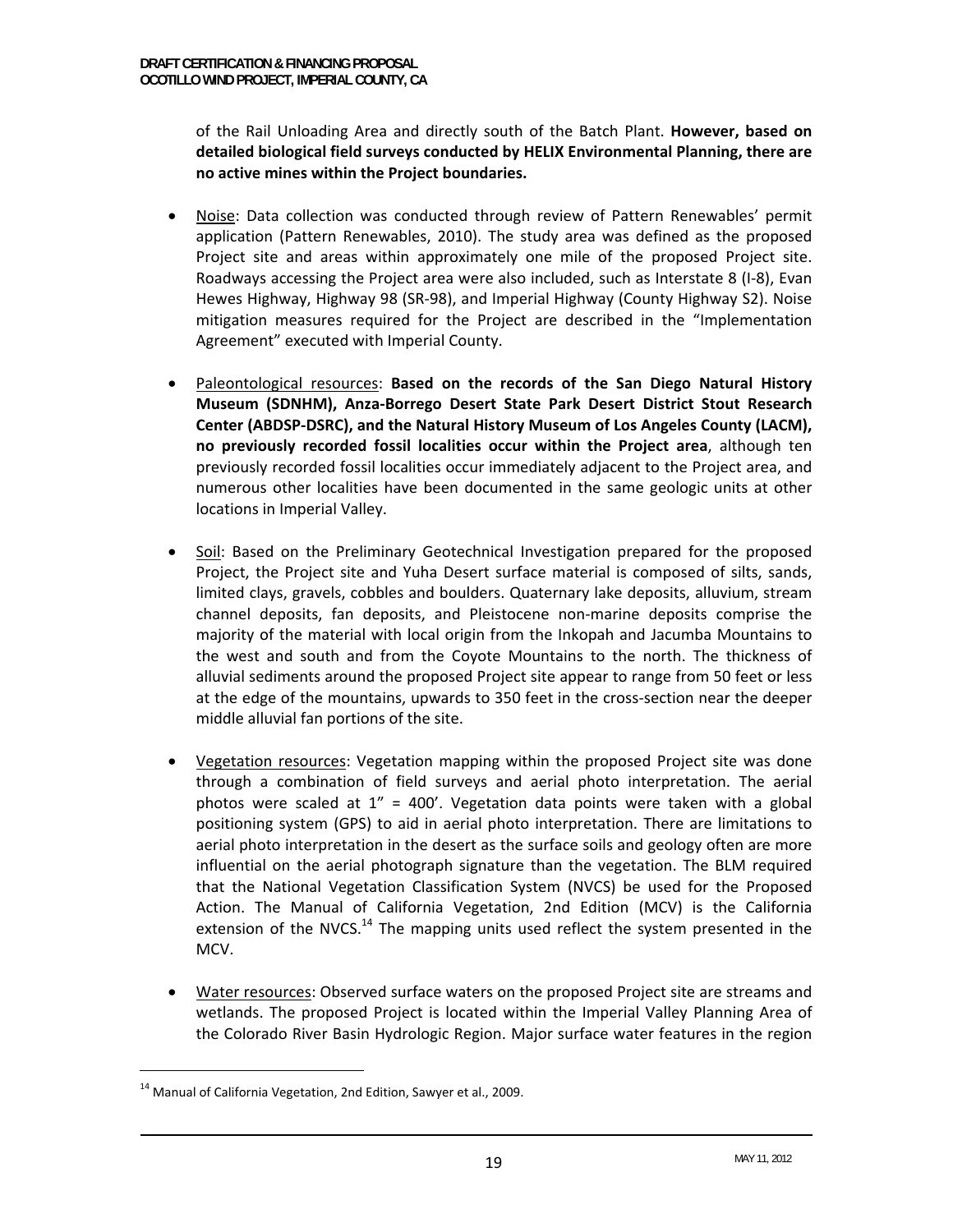of the Rail Unloading Area and directly south of the Batch Plant. **However, based on detailed biological field surveys conducted by HELIX Environmental Planning, there are no active mines within the Project boundaries.**

- Noise: Data collection was conducted through review of Pattern Renewables' permit application (Pattern Renewables, 2010). The study area was defined as the proposed Project site and areas within approximately one mile of the proposed Project site. Roadways accessing the Project area were also included, such as Interstate 8 (I-8), Evan Hewes Highway, Highway 98 (SR-98), and Imperial Highway (County Highway S2). Noise mitigation measures required for the Project are described in the "Implementation Agreement" executed with Imperial County.

- Paleontological resources: **Based on the records of the San Diego Natural History Museum (SDNHM), Anza-Borrego Desert State Park Desert District Stout Research Center (ABDSP-DSRC), and the Natural History Museum of Los Angeles County (LACM), no previously recorded fossil localities occur within the Project area**, although ten previously recorded fossil localities occur immediately adjacent to the Project area, and numerous other localities have been documented in the same geologic units at other locations in Imperial Valley.

- Soil: Based on the Preliminary Geotechnical Investigation prepared for the proposed Project, the Project site and Yuha Desert surface material is composed of silts, sands, limited clays, gravels, cobbles and boulders. Quaternary lake deposits, alluvium, stream channel deposits, fan deposits, and Pleistocene non-marine deposits comprise the majority of the material with local origin from the Inkopah and Jacumba Mountains to the west and south and from the Coyote Mountains to the north. The thickness of alluvial sediments around the proposed Project site appear to range from 50 feet or less at the edge of the mountains, upwards to 350 feet in the cross-section near the deeper middle alluvial fan portions of the site.

- Vegetation resources: Vegetation mapping within the proposed Project site was done through a combination of field surveys and aerial photo interpretation. The aerial photos were scaled at 1" = 400'. Vegetation data points were taken with a global positioning system (GPS) to aid in aerial photo interpretation. There are limitations to aerial photo interpretation in the desert as the surface soils and geology often are more influential on the aerial photograph signature than the vegetation. The BLM required that the National Vegetation Classification System (NVCS) be used for the Proposed Action. The Manual of California Vegetation, 2nd Edition (MCV) is the California extension of the NVCS.[14] The mapping units used reflect the system presented in the MCV.

- Water resources: Observed surface waters on the proposed Project site are streams and wetlands. The proposed Project is located within the Imperial Valley Planning Area of the Colorado River Basin Hydrologic Region. Major surface water features in the region

[14] Manual of California Vegetation, 2nd Edition, Sawyer et al., 2009.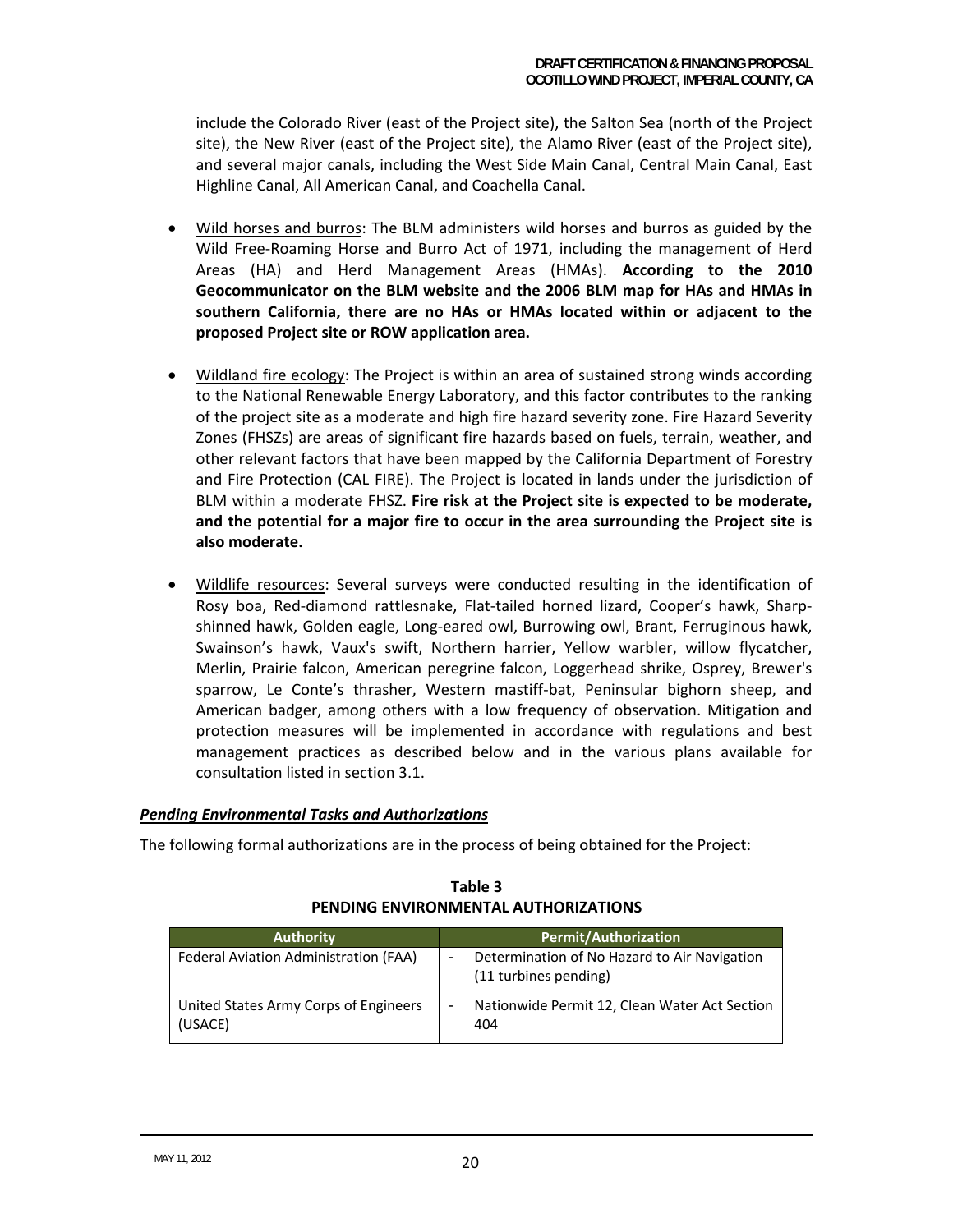include the Colorado River (east of the Project site), the Salton Sea (north of the Project site), the New River (east of the Project site), the Alamo River (east of the Project site), and several major canals, including the West Side Main Canal, Central Main Canal, East Highline Canal, All American Canal, and Coachella Canal.

- Wild horses and burros: The BLM administers wild horses and burros as guided by the Wild Free-Roaming Horse and Burro Act of 1971, including the management of Herd Areas (HA) and Herd Management Areas (HMAs). **According to the 2010 Geocommunicator on the BLM website and the 2006 BLM map for HAs and HMAs in southern California, there are no HAs or HMAs located within or adjacent to the proposed Project site or ROW application area.**

- Wildland fire ecology: The Project is within an area of sustained strong winds according to the National Renewable Energy Laboratory, and this factor contributes to the ranking of the project site as a moderate and high fire hazard severity zone. Fire Hazard Severity Zones (FHSZs) are areas of significant fire hazards based on fuels, terrain, weather, and other relevant factors that have been mapped by the California Department of Forestry and Fire Protection (CAL FIRE). The Project is located in lands under the jurisdiction of BLM within a moderate FHSZ. **Fire risk at the Project site is expected to be moderate, and the potential for a major fire to occur in the area surrounding the Project site is also moderate.**

- Wildlife resources: Several surveys were conducted resulting in the identification of Rosy boa, Red-diamond rattlesnake, Flat-tailed horned lizard, Cooper's hawk, Sharp-shinned hawk, Golden eagle, Long-eared owl, Burrowing owl, Brant, Ferruginous hawk, Swainson's hawk, Vaux's swift, Northern harrier, Yellow warbler, willow flycatcher, Merlin, Prairie falcon, American peregrine falcon, Loggerhead shrike, Osprey, Brewer's sparrow, Le Conte's thrasher, Western mastiff-bat, Peninsular bighorn sheep, and American badger, among others with a low frequency of observation. Mitigation and protection measures will be implemented in accordance with regulations and best management practices as described below and in the various plans available for consultation listed in section 3.1.

***Pending Environmental Tasks and Authorizations***

The following formal authorizations are in the process of being obtained for the Project:

**Table 3**
**PENDING ENVIRONMENTAL AUTHORIZATIONS**

| Authority | Permit/Authorization |
|---|---|
| Federal Aviation Administration (FAA) | - Determination of No Hazard to Air Navigation (11 turbines pending) |
| United States Army Corps of Engineers (USACE) | - Nationwide Permit 12, Clean Water Act Section 404 |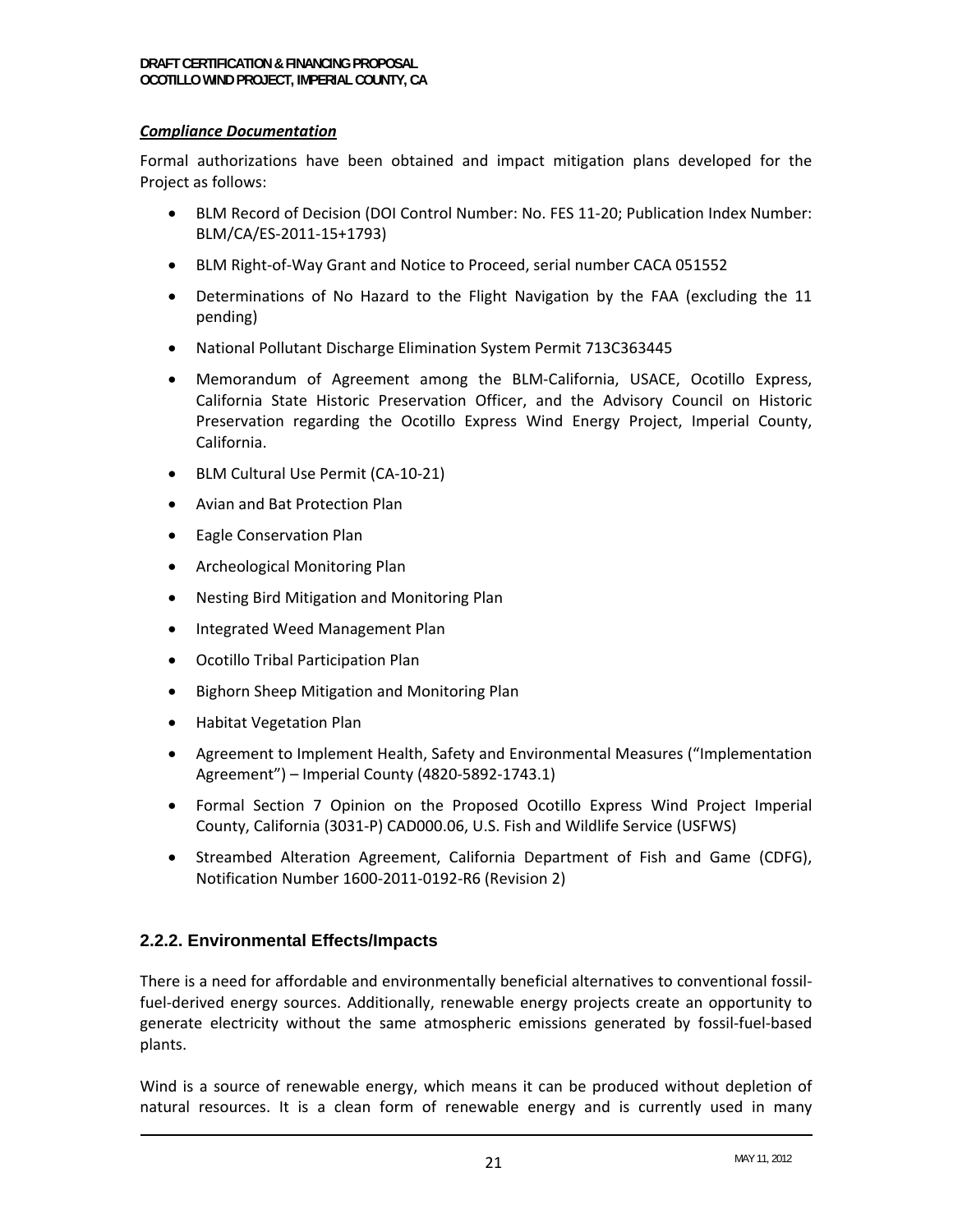***Compliance Documentation***

Formal authorizations have been obtained and impact mitigation plans developed for the Project as follows:

- BLM Record of Decision (DOI Control Number: No. FES 11-20; Publication Index Number: BLM/CA/ES-2011-15+1793)
- BLM Right-of-Way Grant and Notice to Proceed, serial number CACA 051552
- Determinations of No Hazard to the Flight Navigation by the FAA (excluding the 11 pending)
- National Pollutant Discharge Elimination System Permit 713C363445
- Memorandum of Agreement among the BLM-California, USACE, Ocotillo Express, California State Historic Preservation Officer, and the Advisory Council on Historic Preservation regarding the Ocotillo Express Wind Energy Project, Imperial County, California.
- BLM Cultural Use Permit (CA-10-21)
- Avian and Bat Protection Plan
- Eagle Conservation Plan
- Archeological Monitoring Plan
- Nesting Bird Mitigation and Monitoring Plan
- Integrated Weed Management Plan
- Ocotillo Tribal Participation Plan
- Bighorn Sheep Mitigation and Monitoring Plan
- Habitat Vegetation Plan
- Agreement to Implement Health, Safety and Environmental Measures ("Implementation Agreement") – Imperial County (4820-5892-1743.1)
- Formal Section 7 Opinion on the Proposed Ocotillo Express Wind Project Imperial County, California (3031-P) CAD000.06, U.S. Fish and Wildlife Service (USFWS)
- Streambed Alteration Agreement, California Department of Fish and Game (CDFG), Notification Number 1600-2011-0192-R6 (Revision 2)

### 2.2.2. Environmental Effects/Impacts

There is a need for affordable and environmentally beneficial alternatives to conventional fossil-fuel-derived energy sources. Additionally, renewable energy projects create an opportunity to generate electricity without the same atmospheric emissions generated by fossil-fuel-based plants.

Wind is a source of renewable energy, which means it can be produced without depletion of natural resources. It is a clean form of renewable energy and is currently used in many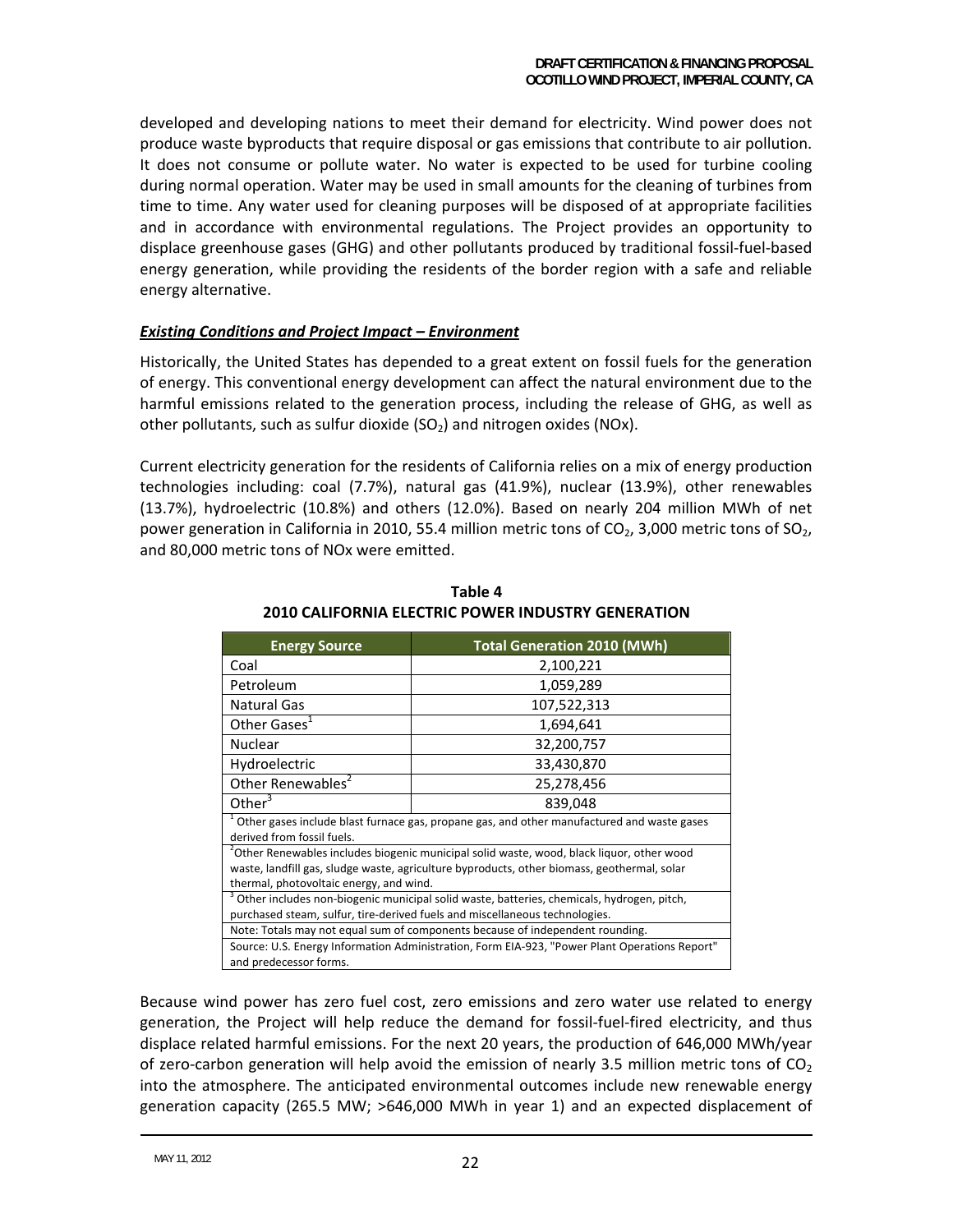developed and developing nations to meet their demand for electricity. Wind power does not produce waste byproducts that require disposal or gas emissions that contribute to air pollution. It does not consume or pollute water. No water is expected to be used for turbine cooling during normal operation. Water may be used in small amounts for the cleaning of turbines from time to time. Any water used for cleaning purposes will be disposed of at appropriate facilities and in accordance with environmental regulations. The Project provides an opportunity to displace greenhouse gases (GHG) and other pollutants produced by traditional fossil-fuel-based energy generation, while providing the residents of the border region with a safe and reliable energy alternative.

***Existing Conditions and Project Impact – Environment***

Historically, the United States has depended to a great extent on fossil fuels for the generation of energy. This conventional energy development can affect the natural environment due to the harmful emissions related to the generation process, including the release of GHG, as well as other pollutants, such as sulfur dioxide ($SO_2$) and nitrogen oxides (NOx).

Current electricity generation for the residents of California relies on a mix of energy production technologies including: coal (7.7%), natural gas (41.9%), nuclear (13.9%), other renewables (13.7%), hydroelectric (10.8%) and others (12.0%). Based on nearly 204 million MWh of net power generation in California in 2010, 55.4 million metric tons of $CO_2$, 3,000 metric tons of $SO_2$, and 80,000 metric tons of NOx were emitted.

**Table 4**
**2010 CALIFORNIA ELECTRIC POWER INDUSTRY GENERATION**

| Energy Source | Total Generation 2010 (MWh) |
|---|---|
| Coal | 2,100,221 |
| Petroleum | 1,059,289 |
| Natural Gas | 107,522,313 |
| Other Gases[1] | 1,694,641 |
| Nuclear | 32,200,757 |
| Hydroelectric | 33,430,870 |
| Other Renewables[2] | 25,278,456 |
| Other[3] | 839,048 |

[1] Other gases include blast furnace gas, propane gas, and other manufactured and waste gases derived from fossil fuels.

[2] Other Renewables includes biogenic municipal solid waste, wood, black liquor, other wood waste, landfill gas, sludge waste, agriculture byproducts, other biomass, geothermal, solar thermal, photovoltaic energy, and wind.

[3] Other includes non-biogenic municipal solid waste, batteries, chemicals, hydrogen, pitch, purchased steam, sulfur, tire-derived fuels and miscellaneous technologies.

Note: Totals may not equal sum of components because of independent rounding.

Source: U.S. Energy Information Administration, Form EIA-923, "Power Plant Operations Report" and predecessor forms.

Because wind power has zero fuel cost, zero emissions and zero water use related to energy generation, the Project will help reduce the demand for fossil-fuel-fired electricity, and thus displace related harmful emissions. For the next 20 years, the production of 646,000 MWh/year of zero-carbon generation will help avoid the emission of nearly 3.5 million metric tons of $CO_2$ into the atmosphere. The anticipated environmental outcomes include new renewable energy generation capacity (265.5 MW; >646,000 MWh in year 1) and an expected displacement of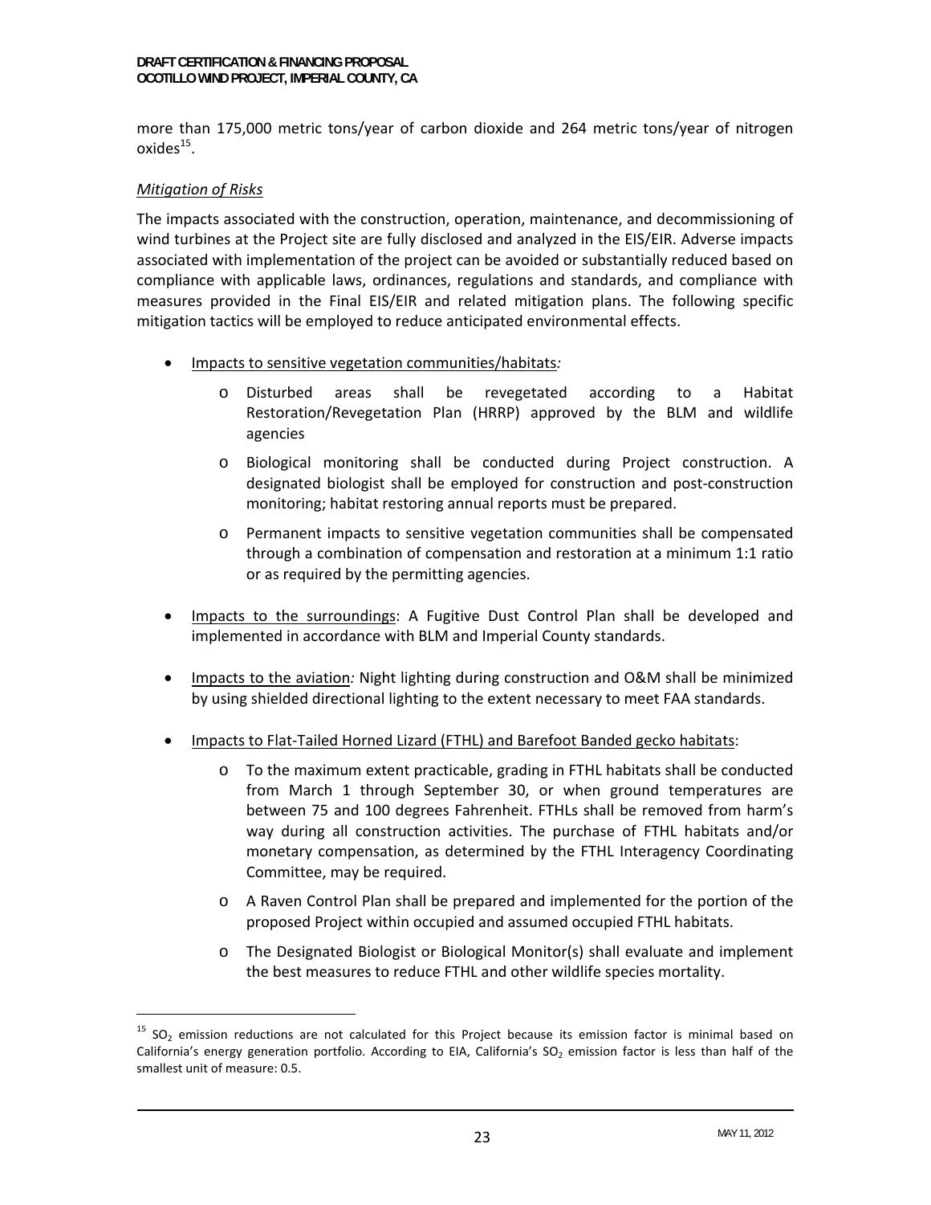more than 175,000 metric tons/year of carbon dioxide and 264 metric tons/year of nitrogen oxides[15].

*Mitigation of Risks*

The impacts associated with the construction, operation, maintenance, and decommissioning of wind turbines at the Project site are fully disclosed and analyzed in the EIS/EIR. Adverse impacts associated with implementation of the project can be avoided or substantially reduced based on compliance with applicable laws, ordinances, regulations and standards, and compliance with measures provided in the Final EIS/EIR and related mitigation plans. The following specific mitigation tactics will be employed to reduce anticipated environmental effects.

- Impacts to sensitive vegetation communities/habitats*:*
  - Disturbed areas shall be revegetated according to a Habitat Restoration/Revegetation Plan (HRRP) approved by the BLM and wildlife agencies
  - Biological monitoring shall be conducted during Project construction. A designated biologist shall be employed for construction and post-construction monitoring; habitat restoring annual reports must be prepared.
  - Permanent impacts to sensitive vegetation communities shall be compensated through a combination of compensation and restoration at a minimum 1:1 ratio or as required by the permitting agencies.
- Impacts to the surroundings: A Fugitive Dust Control Plan shall be developed and implemented in accordance with BLM and Imperial County standards.
- Impacts to the aviation*:* Night lighting during construction and O&M shall be minimized by using shielded directional lighting to the extent necessary to meet FAA standards.
- Impacts to Flat-Tailed Horned Lizard (FTHL) and Barefoot Banded gecko habitats:
  - To the maximum extent practicable, grading in FTHL habitats shall be conducted from March 1 through September 30, or when ground temperatures are between 75 and 100 degrees Fahrenheit. FTHLs shall be removed from harm's way during all construction activities. The purchase of FTHL habitats and/or monetary compensation, as determined by the FTHL Interagency Coordinating Committee, may be required.
  - A Raven Control Plan shall be prepared and implemented for the portion of the proposed Project within occupied and assumed occupied FTHL habitats.
  - The Designated Biologist or Biological Monitor(s) shall evaluate and implement the best measures to reduce FTHL and other wildlife species mortality.

---

[15] $SO_2$ emission reductions are not calculated for this Project because its emission factor is minimal based on California's energy generation portfolio. According to EIA, California's $SO_2$ emission factor is less than half of the smallest unit of measure: 0.5.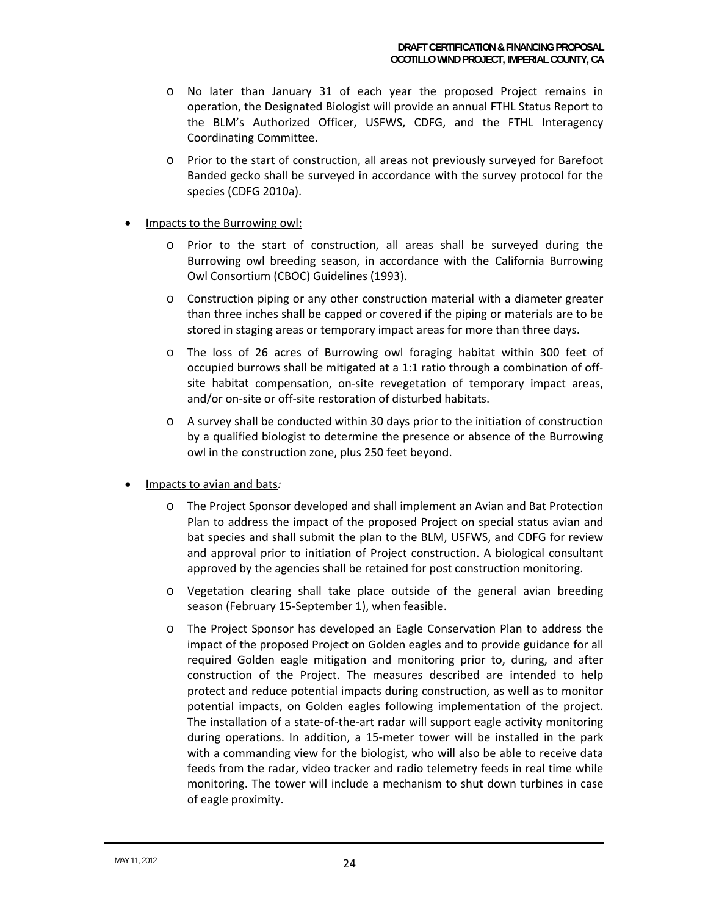- No later than January 31 of each year the proposed Project remains in operation, the Designated Biologist will provide an annual FTHL Status Report to the BLM's Authorized Officer, USFWS, CDFG, and the FTHL Interagency Coordinating Committee.
- Prior to the start of construction, all areas not previously surveyed for Barefoot Banded gecko shall be surveyed in accordance with the survey protocol for the species (CDFG 2010a).

- Impacts to the Burrowing owl:
  - Prior to the start of construction, all areas shall be surveyed during the Burrowing owl breeding season, in accordance with the California Burrowing Owl Consortium (CBOC) Guidelines (1993).
  - Construction piping or any other construction material with a diameter greater than three inches shall be capped or covered if the piping or materials are to be stored in staging areas or temporary impact areas for more than three days.
  - The loss of 26 acres of Burrowing owl foraging habitat within 300 feet of occupied burrows shall be mitigated at a 1:1 ratio through a combination of off-site habitat compensation, on-site revegetation of temporary impact areas, and/or on-site or off-site restoration of disturbed habitats.
  - A survey shall be conducted within 30 days prior to the initiation of construction by a qualified biologist to determine the presence or absence of the Burrowing owl in the construction zone, plus 250 feet beyond.

- Impacts to avian and bats*:*
  - The Project Sponsor developed and shall implement an Avian and Bat Protection Plan to address the impact of the proposed Project on special status avian and bat species and shall submit the plan to the BLM, USFWS, and CDFG for review and approval prior to initiation of Project construction. A biological consultant approved by the agencies shall be retained for post construction monitoring.
  - Vegetation clearing shall take place outside of the general avian breeding season (February 15-September 1), when feasible.
  - The Project Sponsor has developed an Eagle Conservation Plan to address the impact of the proposed Project on Golden eagles and to provide guidance for all required Golden eagle mitigation and monitoring prior to, during, and after construction of the Project. The measures described are intended to help protect and reduce potential impacts during construction, as well as to monitor potential impacts, on Golden eagles following implementation of the project. The installation of a state-of-the-art radar will support eagle activity monitoring during operations. In addition, a 15-meter tower will be installed in the park with a commanding view for the biologist, who will also be able to receive data feeds from the radar, video tracker and radio telemetry feeds in real time while monitoring. The tower will include a mechanism to shut down turbines in case of eagle proximity.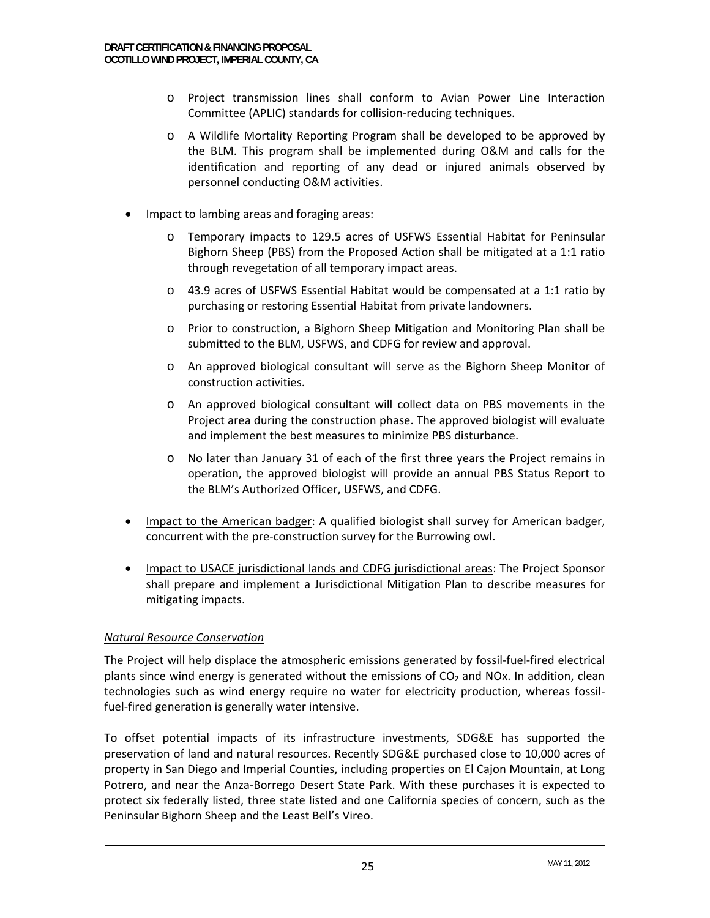- Project transmission lines shall conform to Avian Power Line Interaction Committee (APLIC) standards for collision-reducing techniques.
  - A Wildlife Mortality Reporting Program shall be developed to be approved by the BLM. This program shall be implemented during O&M and calls for the identification and reporting of any dead or injured animals observed by personnel conducting O&M activities.

- Impact to lambing areas and foraging areas:
  - Temporary impacts to 129.5 acres of USFWS Essential Habitat for Peninsular Bighorn Sheep (PBS) from the Proposed Action shall be mitigated at a 1:1 ratio through revegetation of all temporary impact areas.
  - 43.9 acres of USFWS Essential Habitat would be compensated at a 1:1 ratio by purchasing or restoring Essential Habitat from private landowners.
  - Prior to construction, a Bighorn Sheep Mitigation and Monitoring Plan shall be submitted to the BLM, USFWS, and CDFG for review and approval.
  - An approved biological consultant will serve as the Bighorn Sheep Monitor of construction activities.
  - An approved biological consultant will collect data on PBS movements in the Project area during the construction phase. The approved biologist will evaluate and implement the best measures to minimize PBS disturbance.
  - No later than January 31 of each of the first three years the Project remains in operation, the approved biologist will provide an annual PBS Status Report to the BLM's Authorized Officer, USFWS, and CDFG.

- Impact to the American badger: A qualified biologist shall survey for American badger, concurrent with the pre-construction survey for the Burrowing owl.

- Impact to USACE jurisdictional lands and CDFG jurisdictional areas: The Project Sponsor shall prepare and implement a Jurisdictional Mitigation Plan to describe measures for mitigating impacts.

*Natural Resource Conservation*

The Project will help displace the atmospheric emissions generated by fossil-fuel-fired electrical plants since wind energy is generated without the emissions of $CO_2$ and NOx. In addition, clean technologies such as wind energy require no water for electricity production, whereas fossil-fuel-fired generation is generally water intensive.

To offset potential impacts of its infrastructure investments, SDG&E has supported the preservation of land and natural resources. Recently SDG&E purchased close to 10,000 acres of property in San Diego and Imperial Counties, including properties on El Cajon Mountain, at Long Potrero, and near the Anza-Borrego Desert State Park. With these purchases it is expected to protect six federally listed, three state listed and one California species of concern, such as the Peninsular Bighorn Sheep and the Least Bell's Vireo.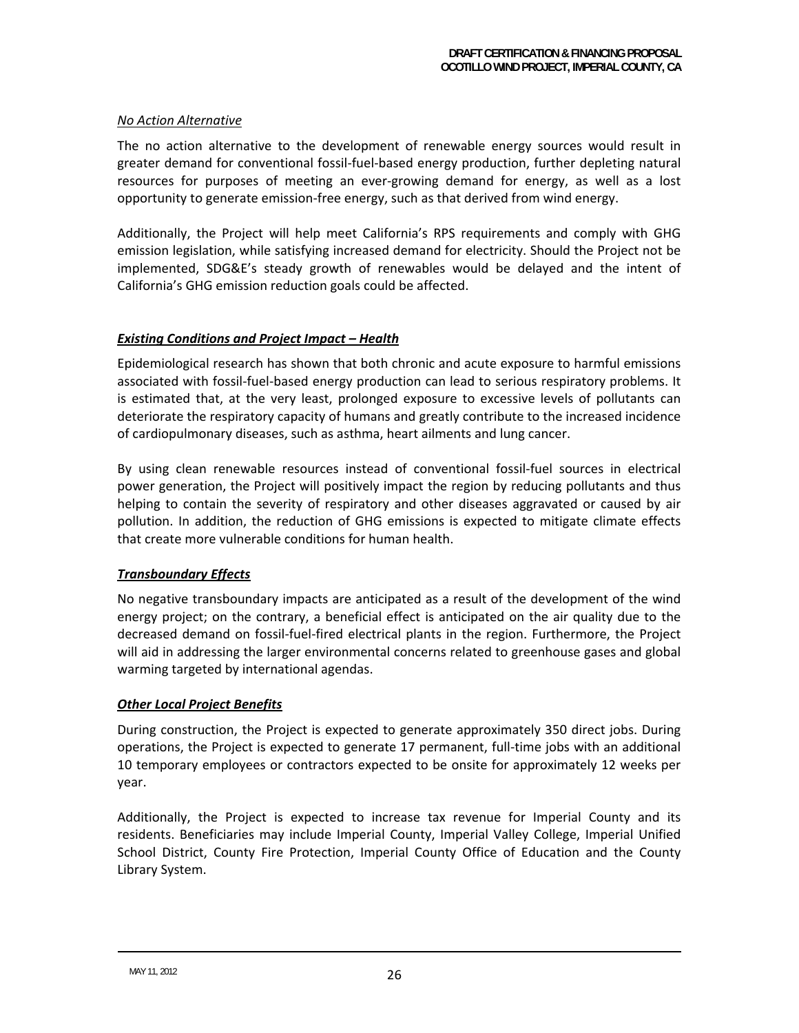*No Action Alternative*

The no action alternative to the development of renewable energy sources would result in greater demand for conventional fossil-fuel-based energy production, further depleting natural resources for purposes of meeting an ever-growing demand for energy, as well as a lost opportunity to generate emission-free energy, such as that derived from wind energy.

Additionally, the Project will help meet California's RPS requirements and comply with GHG emission legislation, while satisfying increased demand for electricity. Should the Project not be implemented, SDG&E's steady growth of renewables would be delayed and the intent of California's GHG emission reduction goals could be affected.

***Existing Conditions and Project Impact – Health***

Epidemiological research has shown that both chronic and acute exposure to harmful emissions associated with fossil-fuel-based energy production can lead to serious respiratory problems. It is estimated that, at the very least, prolonged exposure to excessive levels of pollutants can deteriorate the respiratory capacity of humans and greatly contribute to the increased incidence of cardiopulmonary diseases, such as asthma, heart ailments and lung cancer.

By using clean renewable resources instead of conventional fossil-fuel sources in electrical power generation, the Project will positively impact the region by reducing pollutants and thus helping to contain the severity of respiratory and other diseases aggravated or caused by air pollution. In addition, the reduction of GHG emissions is expected to mitigate climate effects that create more vulnerable conditions for human health.

***Transboundary Effects***

No negative transboundary impacts are anticipated as a result of the development of the wind energy project; on the contrary, a beneficial effect is anticipated on the air quality due to the decreased demand on fossil-fuel-fired electrical plants in the region. Furthermore, the Project will aid in addressing the larger environmental concerns related to greenhouse gases and global warming targeted by international agendas.

***Other Local Project Benefits***

During construction, the Project is expected to generate approximately 350 direct jobs. During operations, the Project is expected to generate 17 permanent, full-time jobs with an additional 10 temporary employees or contractors expected to be onsite for approximately 12 weeks per year.

Additionally, the Project is expected to increase tax revenue for Imperial County and its residents. Beneficiaries may include Imperial County, Imperial Valley College, Imperial Unified School District, County Fire Protection, Imperial County Office of Education and the County Library System.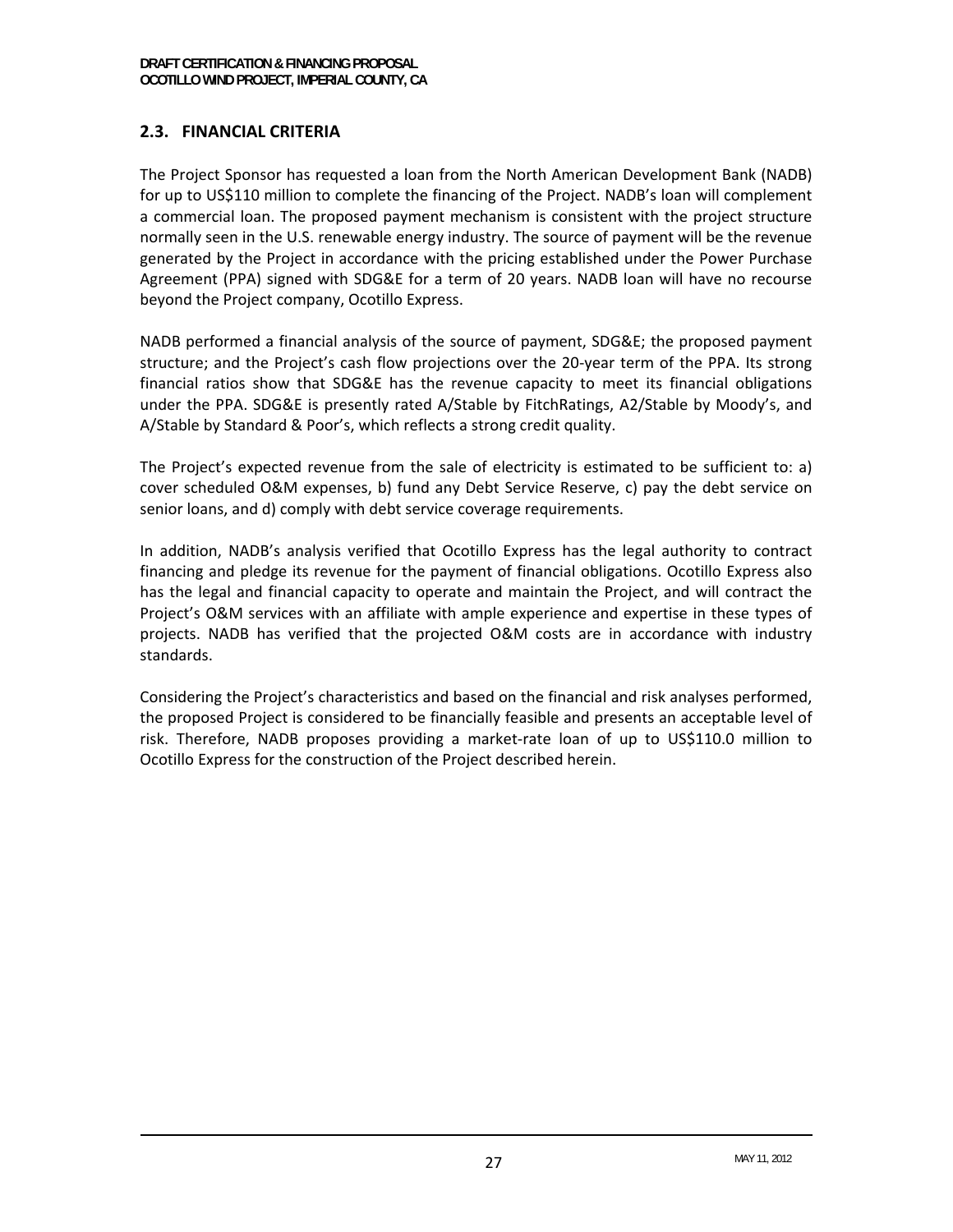## 2.3. FINANCIAL CRITERIA

The Project Sponsor has requested a loan from the North American Development Bank (NADB) for up to US$110 million to complete the financing of the Project. NADB's loan will complement a commercial loan. The proposed payment mechanism is consistent with the project structure normally seen in the U.S. renewable energy industry. The source of payment will be the revenue generated by the Project in accordance with the pricing established under the Power Purchase Agreement (PPA) signed with SDG&E for a term of 20 years. NADB loan will have no recourse beyond the Project company, Ocotillo Express.

NADB performed a financial analysis of the source of payment, SDG&E; the proposed payment structure; and the Project's cash flow projections over the 20-year term of the PPA. Its strong financial ratios show that SDG&E has the revenue capacity to meet its financial obligations under the PPA. SDG&E is presently rated A/Stable by FitchRatings, A2/Stable by Moody's, and A/Stable by Standard & Poor's, which reflects a strong credit quality.

The Project's expected revenue from the sale of electricity is estimated to be sufficient to: a) cover scheduled O&M expenses, b) fund any Debt Service Reserve, c) pay the debt service on senior loans, and d) comply with debt service coverage requirements.

In addition, NADB's analysis verified that Ocotillo Express has the legal authority to contract financing and pledge its revenue for the payment of financial obligations. Ocotillo Express also has the legal and financial capacity to operate and maintain the Project, and will contract the Project's O&M services with an affiliate with ample experience and expertise in these types of projects. NADB has verified that the projected O&M costs are in accordance with industry standards.

Considering the Project's characteristics and based on the financial and risk analyses performed, the proposed Project is considered to be financially feasible and presents an acceptable level of risk. Therefore, NADB proposes providing a market-rate loan of up to US$110.0 million to Ocotillo Express for the construction of the Project described herein.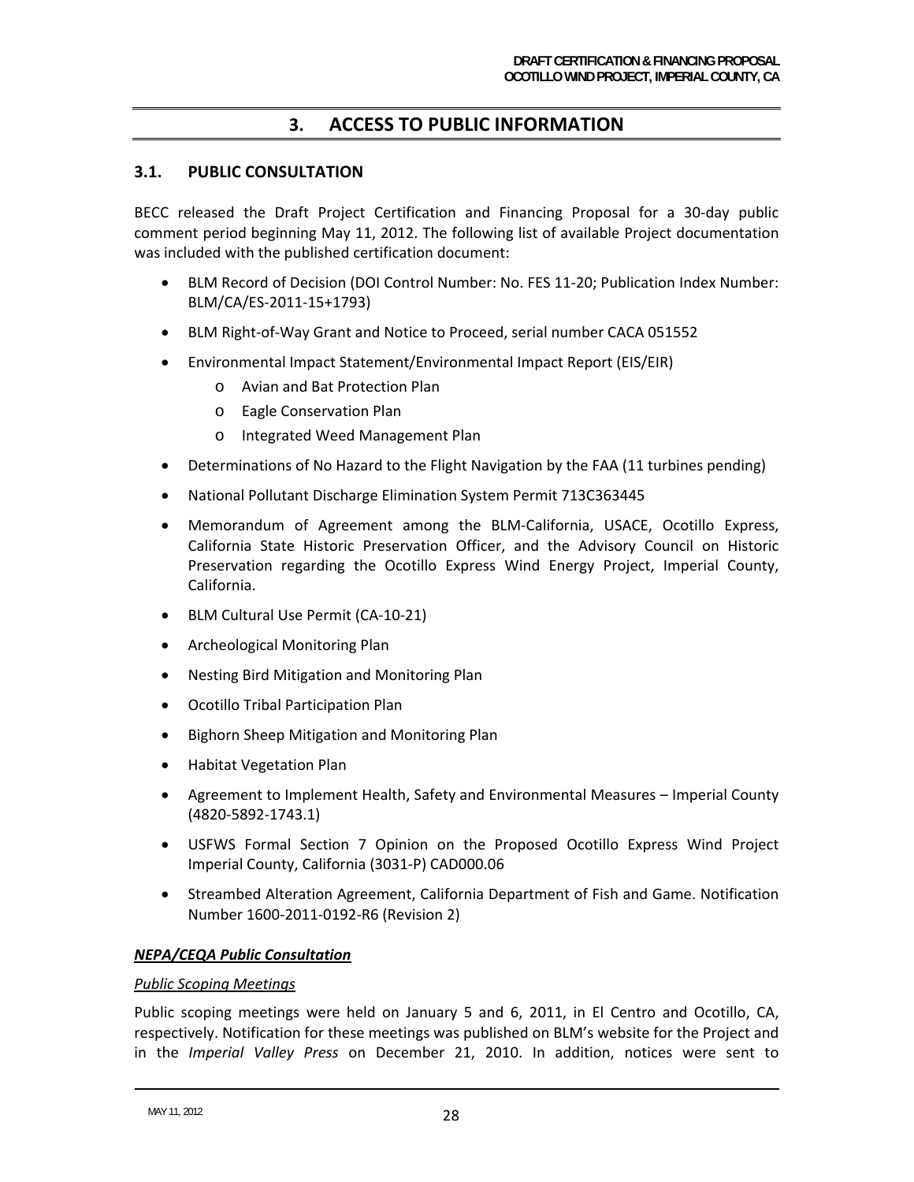# 3. ACCESS TO PUBLIC INFORMATION

## 3.1. PUBLIC CONSULTATION

BECC released the Draft Project Certification and Financing Proposal for a 30-day public comment period beginning May 11, 2012. The following list of available Project documentation was included with the published certification document:

- BLM Record of Decision (DOI Control Number: No. FES 11-20; Publication Index Number: BLM/CA/ES-2011-15+1793)
- BLM Right-of-Way Grant and Notice to Proceed, serial number CACA 051552
- Environmental Impact Statement/Environmental Impact Report (EIS/EIR)
  - Avian and Bat Protection Plan
  - Eagle Conservation Plan
  - Integrated Weed Management Plan
- Determinations of No Hazard to the Flight Navigation by the FAA (11 turbines pending)
- National Pollutant Discharge Elimination System Permit 713C363445
- Memorandum of Agreement among the BLM-California, USACE, Ocotillo Express, California State Historic Preservation Officer, and the Advisory Council on Historic Preservation regarding the Ocotillo Express Wind Energy Project, Imperial County, California.
- BLM Cultural Use Permit (CA-10-21)
- Archeological Monitoring Plan
- Nesting Bird Mitigation and Monitoring Plan
- Ocotillo Tribal Participation Plan
- Bighorn Sheep Mitigation and Monitoring Plan
- Habitat Vegetation Plan
- Agreement to Implement Health, Safety and Environmental Measures – Imperial County (4820-5892-1743.1)
- USFWS Formal Section 7 Opinion on the Proposed Ocotillo Express Wind Project Imperial County, California (3031-P) CAD000.06
- Streambed Alteration Agreement, California Department of Fish and Game. Notification Number 1600-2011-0192-R6 (Revision 2)

***NEPA/CEQA Public Consultation***

*Public Scoping Meetings*

Public scoping meetings were held on January 5 and 6, 2011, in El Centro and Ocotillo, CA, respectively. Notification for these meetings was published on BLM's website for the Project and in the *Imperial Valley Press* on December 21, 2010. In addition, notices were sent to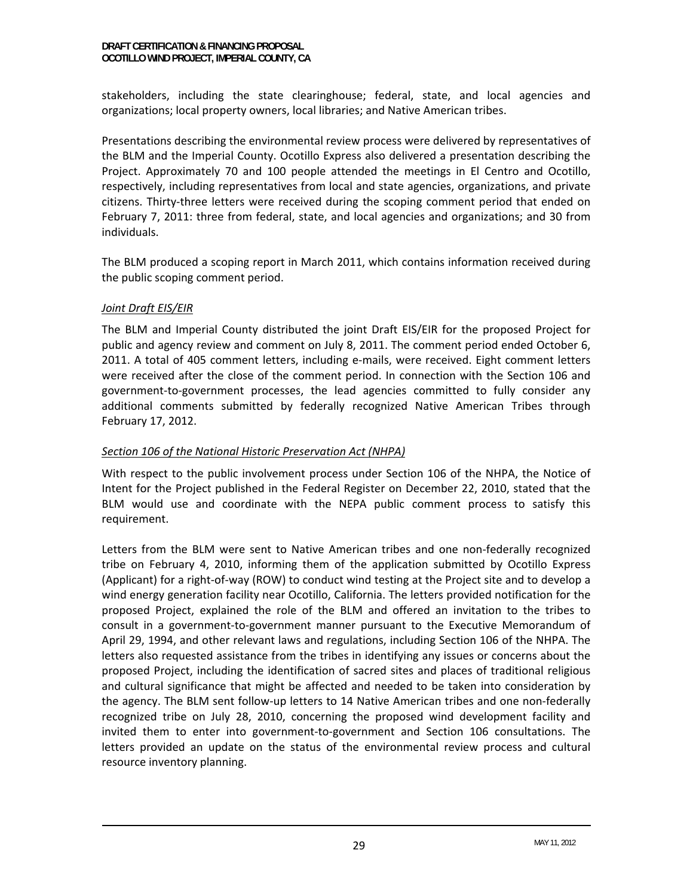stakeholders, including the state clearinghouse; federal, state, and local agencies and organizations; local property owners, local libraries; and Native American tribes.

Presentations describing the environmental review process were delivered by representatives of the BLM and the Imperial County. Ocotillo Express also delivered a presentation describing the Project. Approximately 70 and 100 people attended the meetings in El Centro and Ocotillo, respectively, including representatives from local and state agencies, organizations, and private citizens. Thirty-three letters were received during the scoping comment period that ended on February 7, 2011: three from federal, state, and local agencies and organizations; and 30 from individuals.

The BLM produced a scoping report in March 2011, which contains information received during the public scoping comment period.

*Joint Draft EIS/EIR*

The BLM and Imperial County distributed the joint Draft EIS/EIR for the proposed Project for public and agency review and comment on July 8, 2011. The comment period ended October 6, 2011. A total of 405 comment letters, including e-mails, were received. Eight comment letters were received after the close of the comment period. In connection with the Section 106 and government-to-government processes, the lead agencies committed to fully consider any additional comments submitted by federally recognized Native American Tribes through February 17, 2012.

*Section 106 of the National Historic Preservation Act (NHPA)*

With respect to the public involvement process under Section 106 of the NHPA, the Notice of Intent for the Project published in the Federal Register on December 22, 2010, stated that the BLM would use and coordinate with the NEPA public comment process to satisfy this requirement.

Letters from the BLM were sent to Native American tribes and one non-federally recognized tribe on February 4, 2010, informing them of the application submitted by Ocotillo Express (Applicant) for a right-of-way (ROW) to conduct wind testing at the Project site and to develop a wind energy generation facility near Ocotillo, California. The letters provided notification for the proposed Project, explained the role of the BLM and offered an invitation to the tribes to consult in a government-to-government manner pursuant to the Executive Memorandum of April 29, 1994, and other relevant laws and regulations, including Section 106 of the NHPA. The letters also requested assistance from the tribes in identifying any issues or concerns about the proposed Project, including the identification of sacred sites and places of traditional religious and cultural significance that might be affected and needed to be taken into consideration by the agency. The BLM sent follow-up letters to 14 Native American tribes and one non-federally recognized tribe on July 28, 2010, concerning the proposed wind development facility and invited them to enter into government-to-government and Section 106 consultations. The letters provided an update on the status of the environmental review process and cultural resource inventory planning.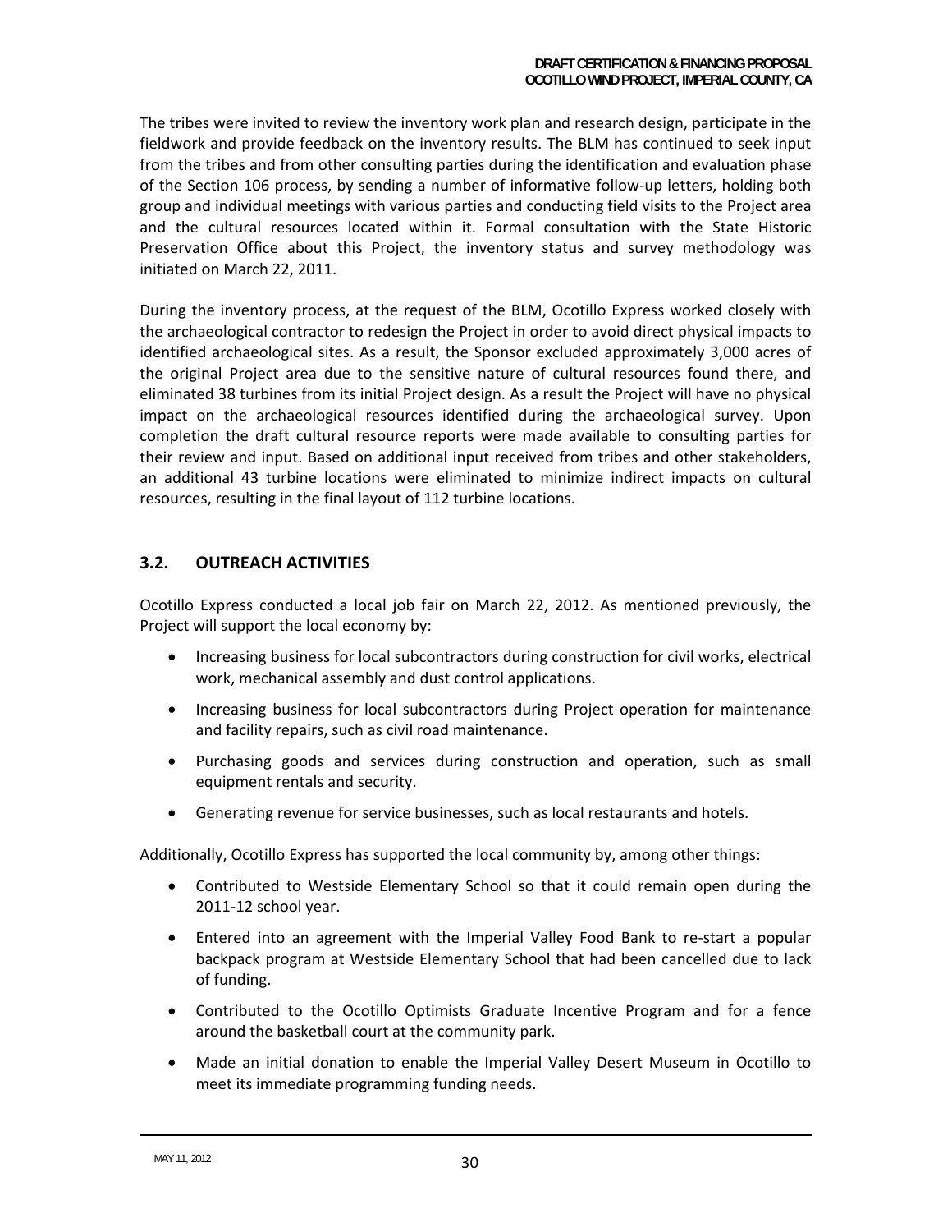The tribes were invited to review the inventory work plan and research design, participate in the fieldwork and provide feedback on the inventory results. The BLM has continued to seek input from the tribes and from other consulting parties during the identification and evaluation phase of the Section 106 process, by sending a number of informative follow-up letters, holding both group and individual meetings with various parties and conducting field visits to the Project area and the cultural resources located within it. Formal consultation with the State Historic Preservation Office about this Project, the inventory status and survey methodology was initiated on March 22, 2011.

During the inventory process, at the request of the BLM, Ocotillo Express worked closely with the archaeological contractor to redesign the Project in order to avoid direct physical impacts to identified archaeological sites. As a result, the Sponsor excluded approximately 3,000 acres of the original Project area due to the sensitive nature of cultural resources found there, and eliminated 38 turbines from its initial Project design. As a result the Project will have no physical impact on the archaeological resources identified during the archaeological survey. Upon completion the draft cultural resource reports were made available to consulting parties for their review and input. Based on additional input received from tribes and other stakeholders, an additional 43 turbine locations were eliminated to minimize indirect impacts on cultural resources, resulting in the final layout of 112 turbine locations.

## 3.2. OUTREACH ACTIVITIES

Ocotillo Express conducted a local job fair on March 22, 2012. As mentioned previously, the Project will support the local economy by:

- Increasing business for local subcontractors during construction for civil works, electrical work, mechanical assembly and dust control applications.
- Increasing business for local subcontractors during Project operation for maintenance and facility repairs, such as civil road maintenance.
- Purchasing goods and services during construction and operation, such as small equipment rentals and security.
- Generating revenue for service businesses, such as local restaurants and hotels.

Additionally, Ocotillo Express has supported the local community by, among other things:

- Contributed to Westside Elementary School so that it could remain open during the 2011-12 school year.
- Entered into an agreement with the Imperial Valley Food Bank to re-start a popular backpack program at Westside Elementary School that had been cancelled due to lack of funding.
- Contributed to the Ocotillo Optimists Graduate Incentive Program and for a fence around the basketball court at the community park.
- Made an initial donation to enable the Imperial Valley Desert Museum in Ocotillo to meet its immediate programming funding needs.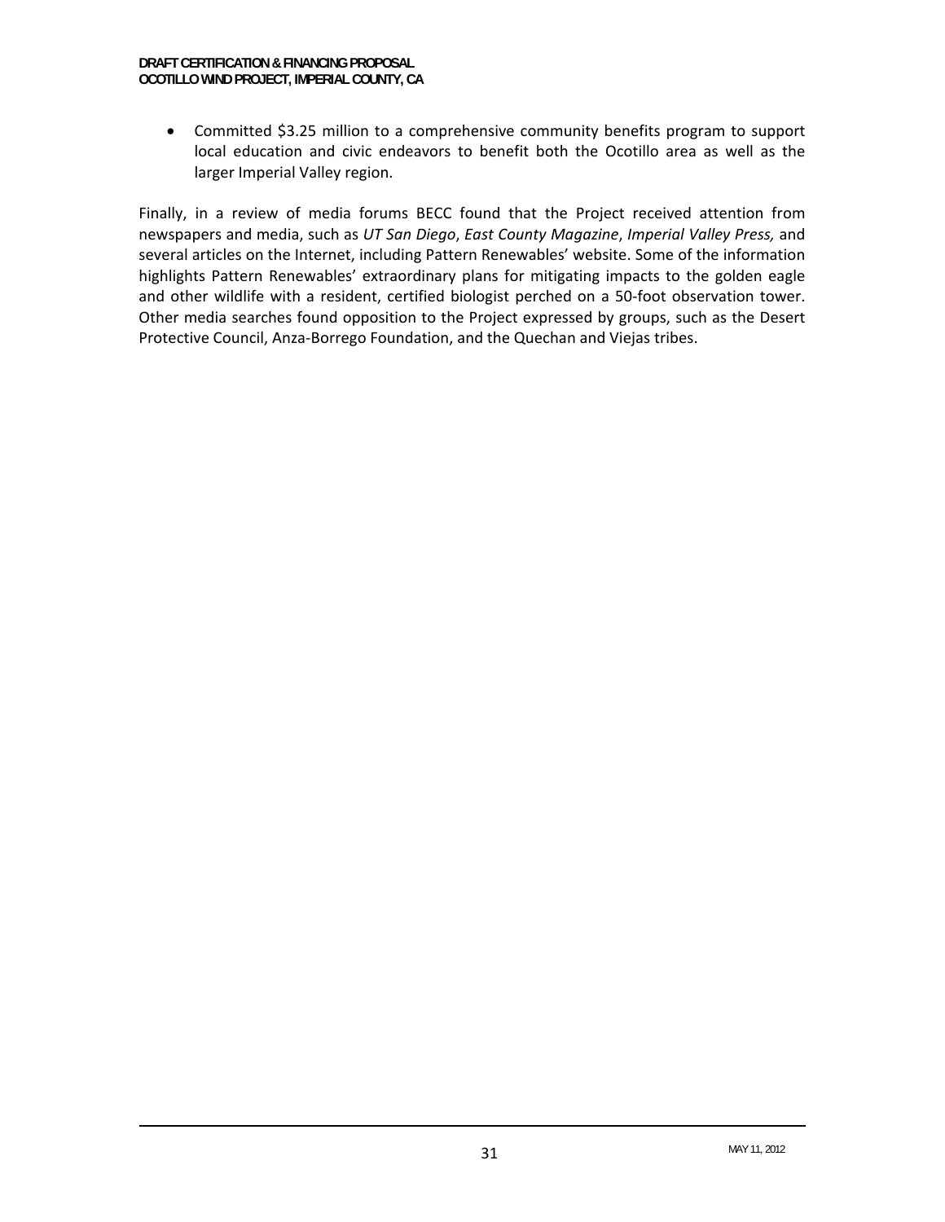- Committed \$3.25 million to a comprehensive community benefits program to support local education and civic endeavors to benefit both the Ocotillo area as well as the larger Imperial Valley region.

Finally, in a review of media forums BECC found that the Project received attention from newspapers and media, such as *UT San Diego*, *East County Magazine*, *Imperial Valley Press,* and several articles on the Internet, including Pattern Renewables' website. Some of the information highlights Pattern Renewables' extraordinary plans for mitigating impacts to the golden eagle and other wildlife with a resident, certified biologist perched on a 50-foot observation tower. Other media searches found opposition to the Project expressed by groups, such as the Desert Protective Council, Anza-Borrego Foundation, and the Quechan and Viejas tribes.